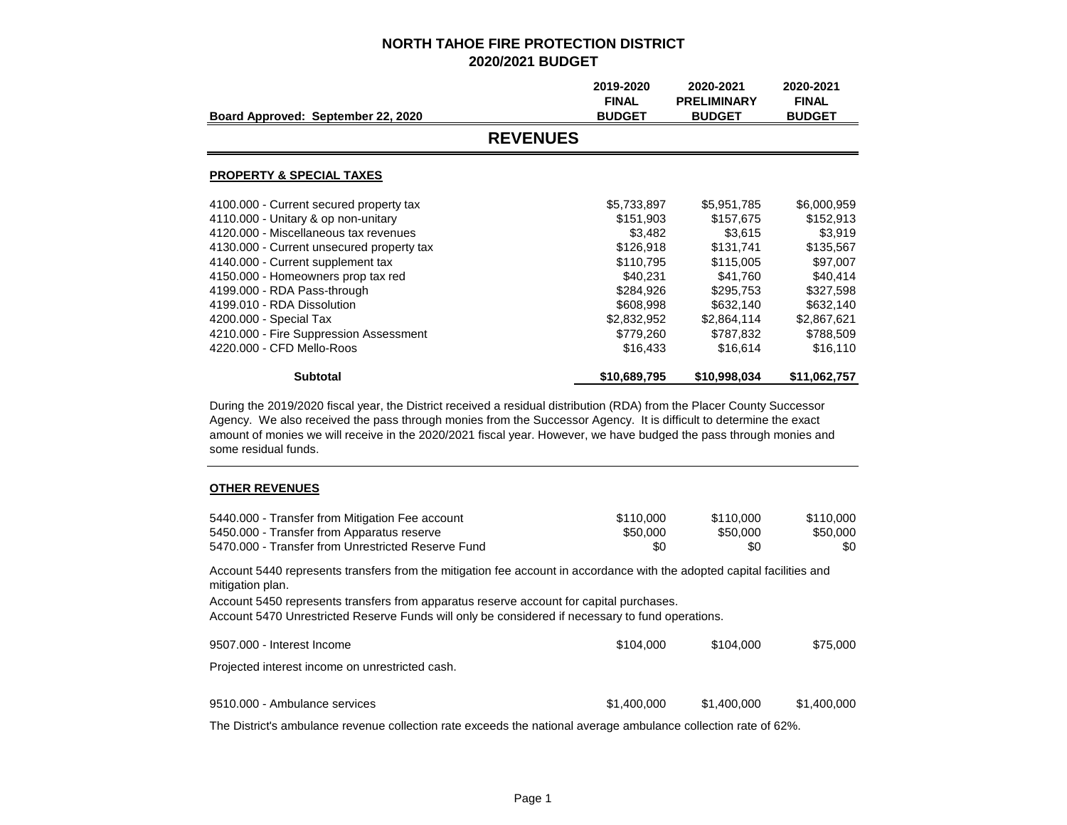# NORTH TAHOE FIRE PROTECTION DISTRICT
## 2020/2021 BUDGET

| Board Approved: September 22, 2020 | 2019-2020 FINAL BUDGET | 2020-2021 PRELIMINARY BUDGET | 2020-2021 FINAL BUDGET |
|---|---|---|---|

## REVENUES

### PROPERTY & SPECIAL TAXES

| | 2019-2020 FINAL BUDGET | 2020-2021 PRELIMINARY BUDGET | 2020-2021 FINAL BUDGET |
|---|---|---|---|
| 4100.000 - Current secured property tax | $5,733,897 | $5,951,785 | $6,000,959 |
| 4110.000 - Unitary & op non-unitary | $151,903 | $157,675 | $152,913 |
| 4120.000 - Miscellaneous tax revenues | $3,482 | $3,615 | $3,919 |
| 4130.000 - Current unsecured property tax | $126,918 | $131,741 | $135,567 |
| 4140.000 - Current supplement tax | $110,795 | $115,005 | $97,007 |
| 4150.000 - Homeowners prop tax red | $40,231 | $41,760 | $40,414 |
| 4199.000 - RDA Pass-through | $284,926 | $295,753 | $327,598 |
| 4199.010 - RDA Dissolution | $608,998 | $632,140 | $632,140 |
| 4200.000 - Special Tax | $2,832,952 | $2,864,114 | $2,867,621 |
| 4210.000 - Fire Suppression Assessment | $779,260 | $787,832 | $788,509 |
| 4220.000 - CFD Mello-Roos | $16,433 | $16,614 | $16,110 |
| **Subtotal** | **$10,689,795** | **$10,998,034** | **$11,062,757** |

During the 2019/2020 fiscal year, the District received a residual distribution (RDA) from the Placer County Successor Agency. We also received the pass through monies from the Successor Agency. It is difficult to determine the exact amount of monies we will receive in the 2020/2021 fiscal year. However, we have budged the pass through monies and some residual funds.

### OTHER REVENUES

| | 2019-2020 FINAL BUDGET | 2020-2021 PRELIMINARY BUDGET | 2020-2021 FINAL BUDGET |
|---|---|---|---|
| 5440.000 - Transfer from Mitigation Fee account | $110,000 | $110,000 | $110,000 |
| 5450.000 - Transfer from Apparatus reserve | $50,000 | $50,000 | $50,000 |
| 5470.000 - Transfer from Unrestricted Reserve Fund | $0 | $0 | $0 |

Account 5440 represents transfers from the mitigation fee account in accordance with the adopted capital facilities and mitigation plan.

Account 5450 represents transfers from apparatus reserve account for capital purchases.

Account 5470 Unrestricted Reserve Funds will only be considered if necessary to fund operations.

| | 2019-2020 FINAL BUDGET | 2020-2021 PRELIMINARY BUDGET | 2020-2021 FINAL BUDGET |
|---|---|---|---|
| 9507.000 - Interest Income | $104,000 | $104,000 | $75,000 |

Projected interest income on unrestricted cash.

| | 2019-2020 FINAL BUDGET | 2020-2021 PRELIMINARY BUDGET | 2020-2021 FINAL BUDGET |
|---|---|---|---|
| 9510.000 - Ambulance services | $1,400,000 | $1,400,000 | $1,400,000 |

The District's ambulance revenue collection rate exceeds the national average ambulance collection rate of 62%.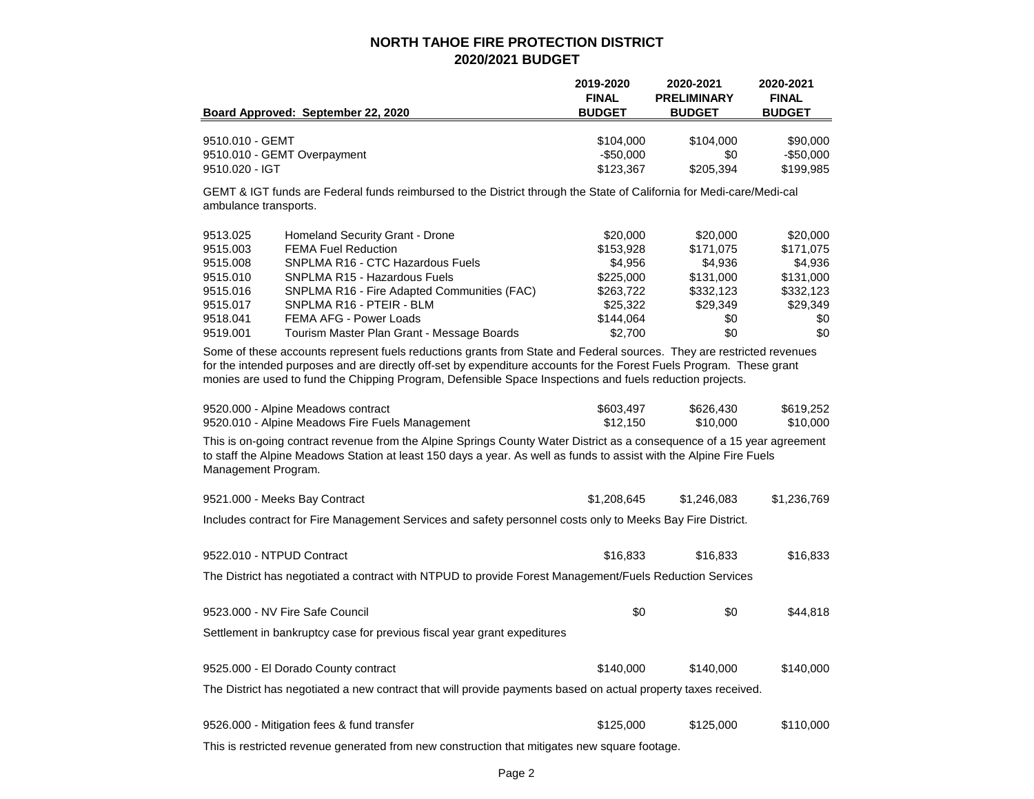# NORTH TAHOE FIRE PROTECTION DISTRICT
## 2020/2021 BUDGET

| Board Approved: September 22, 2020 | 2019-2020 FINAL BUDGET | 2020-2021 PRELIMINARY BUDGET | 2020-2021 FINAL BUDGET |
|---|---|---|---|
| 9510.010 - GEMT | $104,000 | $104,000 | $90,000 |
| 9510.010 - GEMT Overpayment | -$50,000 | $0 | -$50,000 |
| 9510.020 - IGT | $123,367 | $205,394 | $199,985 |

GEMT & IGT funds are Federal funds reimbursed to the District through the State of California for Medi-care/Medi-cal ambulance transports.

| Account | Description | 2019-2020 FINAL BUDGET | 2020-2021 PRELIMINARY BUDGET | 2020-2021 FINAL BUDGET |
|---|---|---|---|---|
| 9513.025 | Homeland Security Grant - Drone | $20,000 | $20,000 | $20,000 |
| 9515.003 | FEMA Fuel Reduction | $153,928 | $171,075 | $171,075 |
| 9515.008 | SNPLMA R16 - CTC Hazardous Fuels | $4,956 | $4,936 | $4,936 |
| 9515.010 | SNPLMA R15 - Hazardous Fuels | $225,000 | $131,000 | $131,000 |
| 9515.016 | SNPLMA R16 - Fire Adapted Communities (FAC) | $263,722 | $332,123 | $332,123 |
| 9515.017 | SNPLMA R16 - PTEIR - BLM | $25,322 | $29,349 | $29,349 |
| 9518.041 | FEMA AFG - Power Loads | $144,064 | $0 | $0 |
| 9519.001 | Tourism Master Plan Grant - Message Boards | $2,700 | $0 | $0 |

Some of these accounts represent fuels reductions grants from State and Federal sources. They are restricted revenues for the intended purposes and are directly off-set by expenditure accounts for the Forest Fuels Program. These grant monies are used to fund the Chipping Program, Defensible Space Inspections and fuels reduction projects.

| Account | 2019-2020 FINAL BUDGET | 2020-2021 PRELIMINARY BUDGET | 2020-2021 FINAL BUDGET |
|---|---|---|---|
| 9520.000 - Alpine Meadows contract | $603,497 | $626,430 | $619,252 |
| 9520.010 - Alpine Meadows Fire Fuels Management | $12,150 | $10,000 | $10,000 |

This is on-going contract revenue from the Alpine Springs County Water District as a consequence of a 15 year agreement to staff the Alpine Meadows Station at least 150 days a year. As well as funds to assist with the Alpine Fire Fuels Management Program.

| Account | 2019-2020 FINAL BUDGET | 2020-2021 PRELIMINARY BUDGET | 2020-2021 FINAL BUDGET |
|---|---|---|---|
| 9521.000 - Meeks Bay Contract | $1,208,645 | $1,246,083 | $1,236,769 |

Includes contract for Fire Management Services and safety personnel costs only to Meeks Bay Fire District.

| Account | 2019-2020 FINAL BUDGET | 2020-2021 PRELIMINARY BUDGET | 2020-2021 FINAL BUDGET |
|---|---|---|---|
| 9522.010 - NTPUD Contract | $16,833 | $16,833 | $16,833 |

The District has negotiated a contract with NTPUD to provide Forest Management/Fuels Reduction Services

| Account | 2019-2020 FINAL BUDGET | 2020-2021 PRELIMINARY BUDGET | 2020-2021 FINAL BUDGET |
|---|---|---|---|
| 9523.000 - NV Fire Safe Council | $0 | $0 | $44,818 |

Settlement in bankruptcy case for previous fiscal year grant expeditures

| Account | 2019-2020 FINAL BUDGET | 2020-2021 PRELIMINARY BUDGET | 2020-2021 FINAL BUDGET |
|---|---|---|---|
| 9525.000 - El Dorado County contract | $140,000 | $140,000 | $140,000 |

The District has negotiated a new contract that will provide payments based on actual property taxes received.

| Account | 2019-2020 FINAL BUDGET | 2020-2021 PRELIMINARY BUDGET | 2020-2021 FINAL BUDGET |
|---|---|---|---|
| 9526.000 - Mitigation fees & fund transfer | $125,000 | $125,000 | $110,000 |

This is restricted revenue generated from new construction that mitigates new square footage.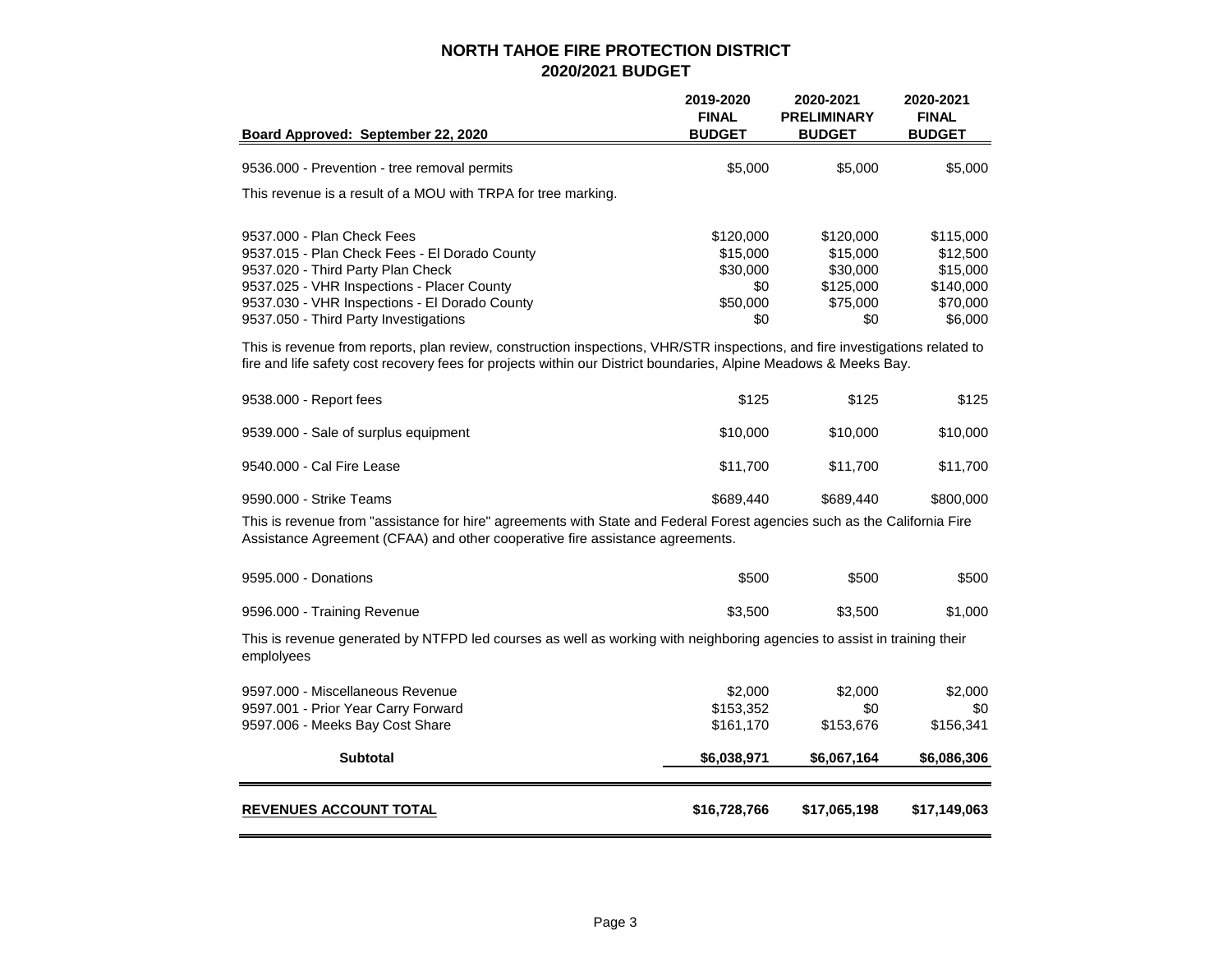# NORTH TAHOE FIRE PROTECTION DISTRICT
## 2020/2021 BUDGET

| Board Approved: September 22, 2020 | 2019-2020 FINAL BUDGET | 2020-2021 PRELIMINARY BUDGET | 2020-2021 FINAL BUDGET |
|---|---|---|---|
| 9536.000 - Prevention - tree removal permits | $5,000 | $5,000 | $5,000 |
| This revenue is a result of a MOU with TRPA for tree marking. | | | |
| 9537.000 - Plan Check Fees | $120,000 | $120,000 | $115,000 |
| 9537.015 - Plan Check Fees - El Dorado County | $15,000 | $15,000 | $12,500 |
| 9537.020 - Third Party Plan Check | $30,000 | $30,000 | $15,000 |
| 9537.025 - VHR Inspections - Placer County | $0 | $125,000 | $140,000 |
| 9537.030 - VHR Inspections - El Dorado County | $50,000 | $75,000 | $70,000 |
| 9537.050 - Third Party Investigations | $0 | $0 | $6,000 |
| This is revenue from reports, plan review, construction inspections, VHR/STR inspections, and fire investigations related to fire and life safety cost recovery fees for projects within our District boundaries, Alpine Meadows & Meeks Bay. | | | |
| 9538.000 - Report fees | $125 | $125 | $125 |
| 9539.000 - Sale of surplus equipment | $10,000 | $10,000 | $10,000 |
| 9540.000 - Cal Fire Lease | $11,700 | $11,700 | $11,700 |
| 9590.000 - Strike Teams | $689,440 | $689,440 | $800,000 |
| This is revenue from "assistance for hire" agreements with State and Federal Forest agencies such as the California Fire Assistance Agreement (CFAA) and other cooperative fire assistance agreements. | | | |
| 9595.000 - Donations | $500 | $500 | $500 |
| 9596.000 - Training Revenue | $3,500 | $3,500 | $1,000 |
| This is revenue generated by NTFPD led courses as well as working with neighboring agencies to assist in training their emplolyees | | | |
| 9597.000 - Miscellaneous Revenue | $2,000 | $2,000 | $2,000 |
| 9597.001 - Prior Year Carry Forward | $153,352 | $0 | $0 |
| 9597.006 - Meeks Bay Cost Share | $161,170 | $153,676 | $156,341 |
| **Subtotal** | **$6,038,971** | **$6,067,164** | **$6,086,306** |
| **REVENUES ACCOUNT TOTAL** | **$16,728,766** | **$17,065,198** | **$17,149,063** |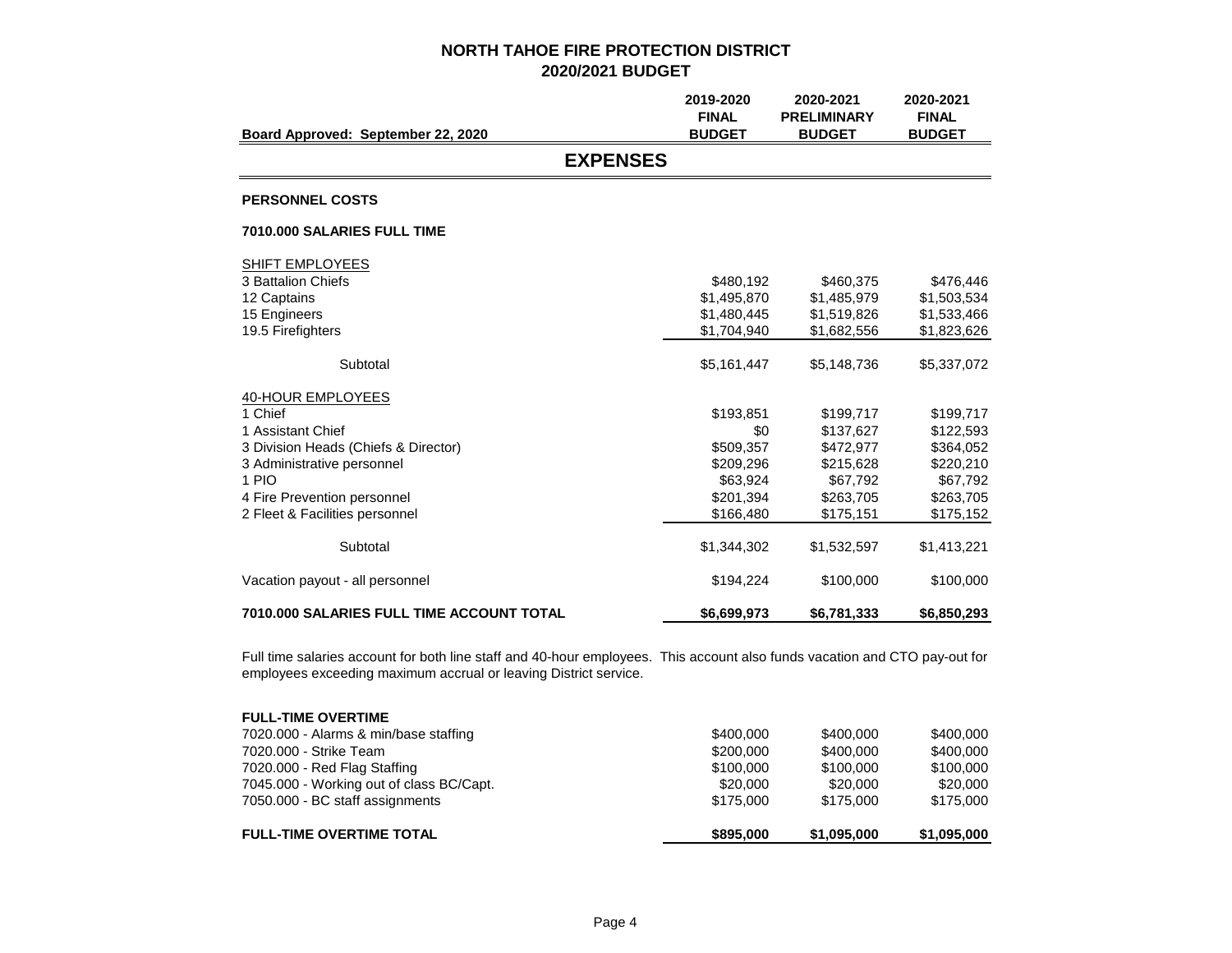# NORTH TAHOE FIRE PROTECTION DISTRICT
## 2020/2021 BUDGET

| Board Approved: September 22, 2020 | 2019-2020 FINAL BUDGET | 2020-2021 PRELIMINARY BUDGET | 2020-2021 FINAL BUDGET |
|---|---|---|---|

## EXPENSES

### PERSONNEL COSTS

#### 7010.000 SALARIES FULL TIME

| | 2019-2020 FINAL BUDGET | 2020-2021 PRELIMINARY BUDGET | 2020-2021 FINAL BUDGET |
|---|---|---|---|
| SHIFT EMPLOYEES | | | |
| 3 Battalion Chiefs | $480,192 | $460,375 | $476,446 |
| 12 Captains | $1,495,870 | $1,485,979 | $1,503,534 |
| 15 Engineers | $1,480,445 | $1,519,826 | $1,533,466 |
| 19.5 Firefighters | $1,704,940 | $1,682,556 | $1,823,626 |
| Subtotal | $5,161,447 | $5,148,736 | $5,337,072 |
| 40-HOUR EMPLOYEES | | | |
| 1 Chief | $193,851 | $199,717 | $199,717 |
| 1 Assistant Chief | $0 | $137,627 | $122,593 |
| 3 Division Heads (Chiefs & Director) | $509,357 | $472,977 | $364,052 |
| 3 Administrative personnel | $209,296 | $215,628 | $220,210 |
| 1 PIO | $63,924 | $67,792 | $67,792 |
| 4 Fire Prevention personnel | $201,394 | $263,705 | $263,705 |
| 2 Fleet & Facilities personnel | $166,480 | $175,151 | $175,152 |
| Subtotal | $1,344,302 | $1,532,597 | $1,413,221 |
| Vacation payout - all personnel | $194,224 | $100,000 | $100,000 |
| **7010.000 SALARIES FULL TIME ACCOUNT TOTAL** | **$6,699,973** | **$6,781,333** | **$6,850,293** |

Full time salaries account for both line staff and 40-hour employees. This account also funds vacation and CTO pay-out for employees exceeding maximum accrual or leaving District service.

| FULL-TIME OVERTIME | 2019-2020 FINAL BUDGET | 2020-2021 PRELIMINARY BUDGET | 2020-2021 FINAL BUDGET |
|---|---|---|---|
| 7020.000 - Alarms & min/base staffing | $400,000 | $400,000 | $400,000 |
| 7020.000 - Strike Team | $200,000 | $400,000 | $400,000 |
| 7020.000 - Red Flag Staffing | $100,000 | $100,000 | $100,000 |
| 7045.000 - Working out of class BC/Capt. | $20,000 | $20,000 | $20,000 |
| 7050.000 - BC staff assignments | $175,000 | $175,000 | $175,000 |
| **FULL-TIME OVERTIME TOTAL** | **$895,000** | **$1,095,000** | **$1,095,000** |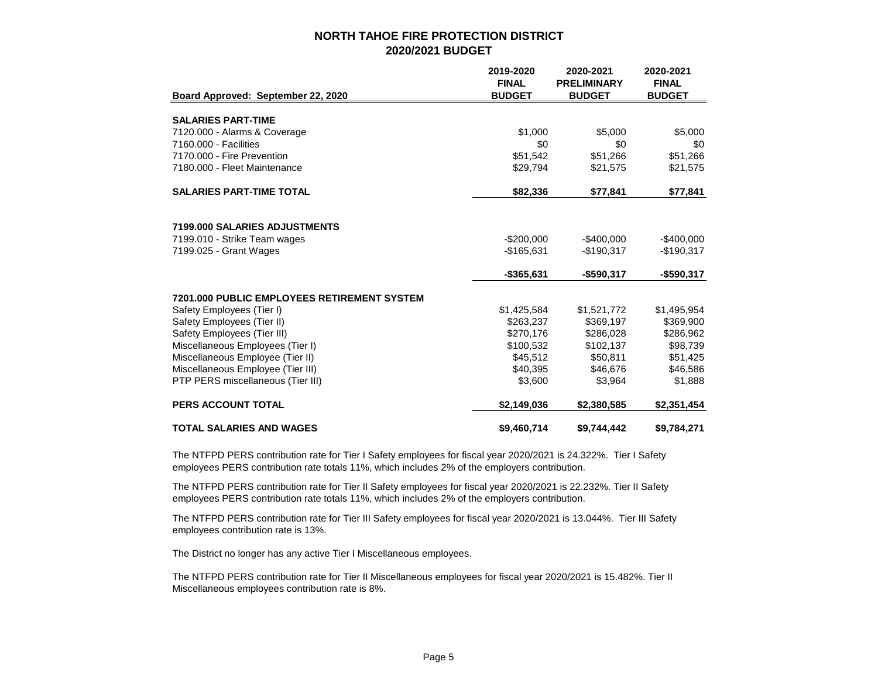## NORTH TAHOE FIRE PROTECTION DISTRICT
## 2020/2021 BUDGET

| Board Approved: September 22, 2020 | 2019-2020 FINAL BUDGET | 2020-2021 PRELIMINARY BUDGET | 2020-2021 FINAL BUDGET |
|---|---|---|---|
| **SALARIES PART-TIME** | | | |
| 7120.000 - Alarms & Coverage | $1,000 | $5,000 | $5,000 |
| 7160.000 - Facilities | $0 | $0 | $0 |
| 7170.000 - Fire Prevention | $51,542 | $51,266 | $51,266 |
| 7180.000 - Fleet Maintenance | $29,794 | $21,575 | $21,575 |
| **SALARIES PART-TIME TOTAL** | **$82,336** | **$77,841** | **$77,841** |
| | | | |
| **7199.000 SALARIES ADJUSTMENTS** | | | |
| 7199.010 - Strike Team wages | -$200,000 | -$400,000 | -$400,000 |
| 7199.025 - Grant Wages | -$165,631 | -$190,317 | -$190,317 |
| | **-$365,631** | **-$590,317** | **-$590,317** |
| **7201.000 PUBLIC EMPLOYEES RETIREMENT SYSTEM** | | | |
| Safety Employees (Tier I) | $1,425,584 | $1,521,772 | $1,495,954 |
| Safety Employees (Tier II) | $263,237 | $369,197 | $369,900 |
| Safety Employees (Tier III) | $270,176 | $286,028 | $286,962 |
| Miscellaneous Employees (Tier I) | $100,532 | $102,137 | $98,739 |
| Miscellaneous Employee (Tier II) | $45,512 | $50,811 | $51,425 |
| Miscellaneous Employee (Tier III) | $40,395 | $46,676 | $46,586 |
| PTP PERS miscellaneous (Tier III) | $3,600 | $3,964 | $1,888 |
| **PERS ACCOUNT TOTAL** | **$2,149,036** | **$2,380,585** | **$2,351,454** |
| **TOTAL SALARIES AND WAGES** | **$9,460,714** | **$9,744,442** | **$9,784,271** |

The NTFPD PERS contribution rate for Tier I Safety employees for fiscal year 2020/2021 is 24.322%. Tier I Safety employees PERS contribution rate totals 11%, which includes 2% of the employers contribution.

The NTFPD PERS contribution rate for Tier II Safety employees for fiscal year 2020/2021 is 22.232%. Tier II Safety employees PERS contribution rate totals 11%, which includes 2% of the employers contribution.

The NTFPD PERS contribution rate for Tier III Safety employees for fiscal year 2020/2021 is 13.044%. Tier III Safety employees contribution rate is 13%.

The District no longer has any active Tier I Miscellaneous employees.

The NTFPD PERS contribution rate for Tier II Miscellaneous employees for fiscal year 2020/2021 is 15.482%. Tier II Miscellaneous employees contribution rate is 8%.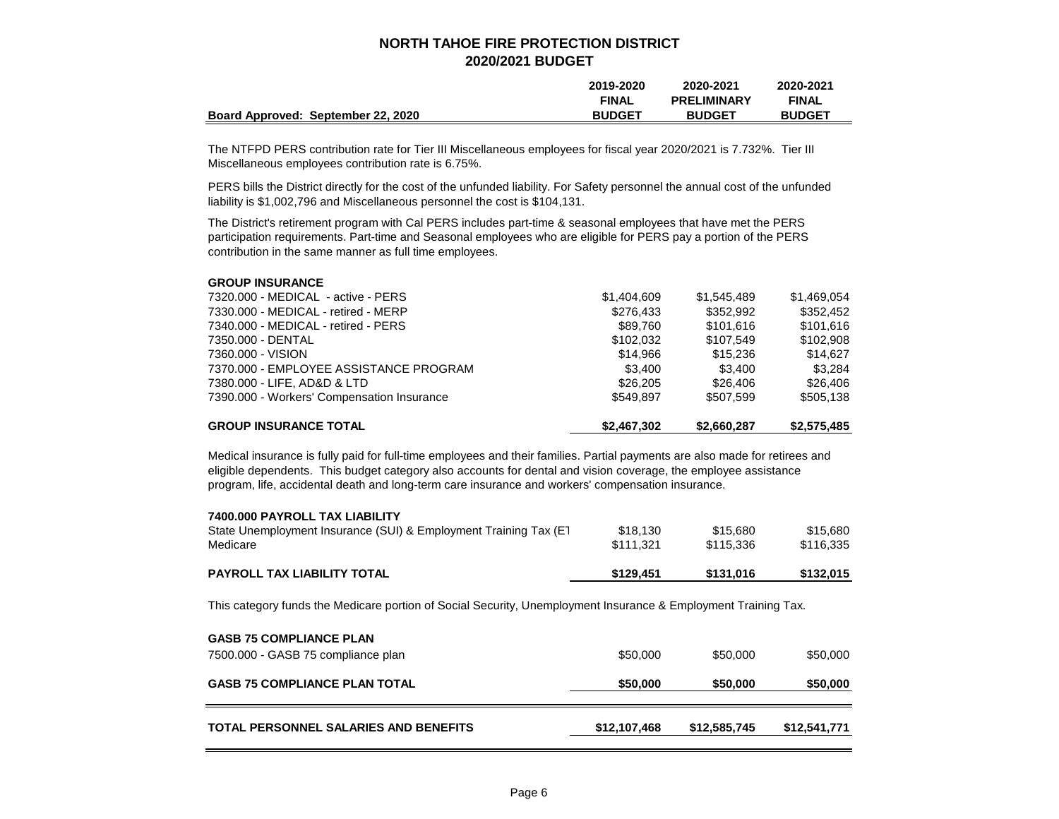# NORTH TAHOE FIRE PROTECTION DISTRICT
## 2020/2021 BUDGET

| Board Approved: September 22, 2020 | 2019-2020 FINAL BUDGET | 2020-2021 PRELIMINARY BUDGET | 2020-2021 FINAL BUDGET |
|---|---|---|---|

The NTFPD PERS contribution rate for Tier III Miscellaneous employees for fiscal year 2020/2021 is 7.732%. Tier III Miscellaneous employees contribution rate is 6.75%.

PERS bills the District directly for the cost of the unfunded liability. For Safety personnel the annual cost of the unfunded liability is $1,002,796 and Miscellaneous personnel the cost is $104,131.

The District's retirement program with Cal PERS includes part-time & seasonal employees that have met the PERS participation requirements. Part-time and Seasonal employees who are eligible for PERS pay a portion of the PERS contribution in the same manner as full time employees.

| **GROUP INSURANCE** | 2019-2020 FINAL BUDGET | 2020-2021 PRELIMINARY BUDGET | 2020-2021 FINAL BUDGET |
|---|---|---|---|
| 7320.000 - MEDICAL - active - PERS | $1,404,609 | $1,545,489 | $1,469,054 |
| 7330.000 - MEDICAL - retired - MERP | $276,433 | $352,992 | $352,452 |
| 7340.000 - MEDICAL - retired - PERS | $89,760 | $101,616 | $101,616 |
| 7350.000 - DENTAL | $102,032 | $107,549 | $102,908 |
| 7360.000 - VISION | $14,966 | $15,236 | $14,627 |
| 7370.000 - EMPLOYEE ASSISTANCE PROGRAM | $3,400 | $3,400 | $3,284 |
| 7380.000 - LIFE, AD&D & LTD | $26,205 | $26,406 | $26,406 |
| 7390.000 - Workers' Compensation Insurance | $549,897 | $507,599 | $505,138 |
| **GROUP INSURANCE TOTAL** | **$2,467,302** | **$2,660,287** | **$2,575,485** |

Medical insurance is fully paid for full-time employees and their families. Partial payments are also made for retirees and eligible dependents. This budget category also accounts for dental and vision coverage, the employee assistance program, life, accidental death and long-term care insurance and workers' compensation insurance.

| **7400.000 PAYROLL TAX LIABILITY** | 2019-2020 FINAL BUDGET | 2020-2021 PRELIMINARY BUDGET | 2020-2021 FINAL BUDGET |
|---|---|---|---|
| State Unemployment Insurance (SUI) & Employment Training Tax (ET | $18,130 | $15,680 | $15,680 |
| Medicare | $111,321 | $115,336 | $116,335 |
| **PAYROLL TAX LIABILITY TOTAL** | **$129,451** | **$131,016** | **$132,015** |

This category funds the Medicare portion of Social Security, Unemployment Insurance & Employment Training Tax.

| **GASB 75 COMPLIANCE PLAN** | 2019-2020 FINAL BUDGET | 2020-2021 PRELIMINARY BUDGET | 2020-2021 FINAL BUDGET |
|---|---|---|---|
| 7500.000 - GASB 75 compliance plan | $50,000 | $50,000 | $50,000 |
| **GASB 75 COMPLIANCE PLAN TOTAL** | **$50,000** | **$50,000** | **$50,000** |
| **TOTAL PERSONNEL SALARIES AND BENEFITS** | **$12,107,468** | **$12,585,745** | **$12,541,771** |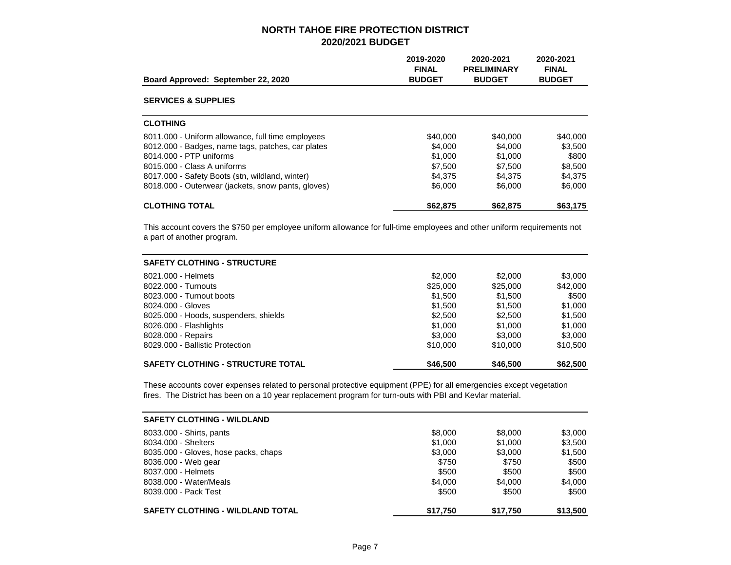# NORTH TAHOE FIRE PROTECTION DISTRICT
## 2020/2021 BUDGET

| Board Approved: September 22, 2020 | 2019-2020 FINAL BUDGET | 2020-2021 PRELIMINARY BUDGET | 2020-2021 FINAL BUDGET |
|---|---|---|---|

**SERVICES & SUPPLIES**

| CLOTHING | | | |
|---|---|---|---|
| 8011.000 - Uniform allowance, full time employees | $40,000 | $40,000 | $40,000 |
| 8012.000 - Badges, name tags, patches, car plates | $4,000 | $4,000 | $3,500 |
| 8014.000 - PTP uniforms | $1,000 | $1,000 | $800 |
| 8015.000 - Class A uniforms | $7,500 | $7,500 | $8,500 |
| 8017.000 - Safety Boots (stn, wildland, winter) | $4,375 | $4,375 | $4,375 |
| 8018.000 - Outerwear (jackets, snow pants, gloves) | $6,000 | $6,000 | $6,000 |
| **CLOTHING TOTAL** | **$62,875** | **$62,875** | **$63,175** |

This account covers the $750 per employee uniform allowance for full-time employees and other uniform requirements not a part of another program.

| SAFETY CLOTHING - STRUCTURE | | | |
|---|---|---|---|
| 8021.000 - Helmets | $2,000 | $2,000 | $3,000 |
| 8022.000 - Turnouts | $25,000 | $25,000 | $42,000 |
| 8023.000 - Turnout boots | $1,500 | $1,500 | $500 |
| 8024.000 - Gloves | $1,500 | $1,500 | $1,000 |
| 8025.000 - Hoods, suspenders, shields | $2,500 | $2,500 | $1,500 |
| 8026.000 - Flashlights | $1,000 | $1,000 | $1,000 |
| 8028.000 - Repairs | $3,000 | $3,000 | $3,000 |
| 8029.000 - Ballistic Protection | $10,000 | $10,000 | $10,500 |
| **SAFETY CLOTHING - STRUCTURE TOTAL** | **$46,500** | **$46,500** | **$62,500** |

These accounts cover expenses related to personal protective equipment (PPE) for all emergencies except vegetation fires. The District has been on a 10 year replacement program for turn-outs with PBI and Kevlar material.

| SAFETY CLOTHING - WILDLAND | | | |
|---|---|---|---|
| 8033.000 - Shirts, pants | $8,000 | $8,000 | $3,000 |
| 8034.000 - Shelters | $1,000 | $1,000 | $3,500 |
| 8035.000 - Gloves, hose packs, chaps | $3,000 | $3,000 | $1,500 |
| 8036.000 - Web gear | $750 | $750 | $500 |
| 8037.000 - Helmets | $500 | $500 | $500 |
| 8038.000 - Water/Meals | $4,000 | $4,000 | $4,000 |
| 8039.000 - Pack Test | $500 | $500 | $500 |
| **SAFETY CLOTHING - WILDLAND TOTAL** | **$17,750** | **$17,750** | **$13,500** |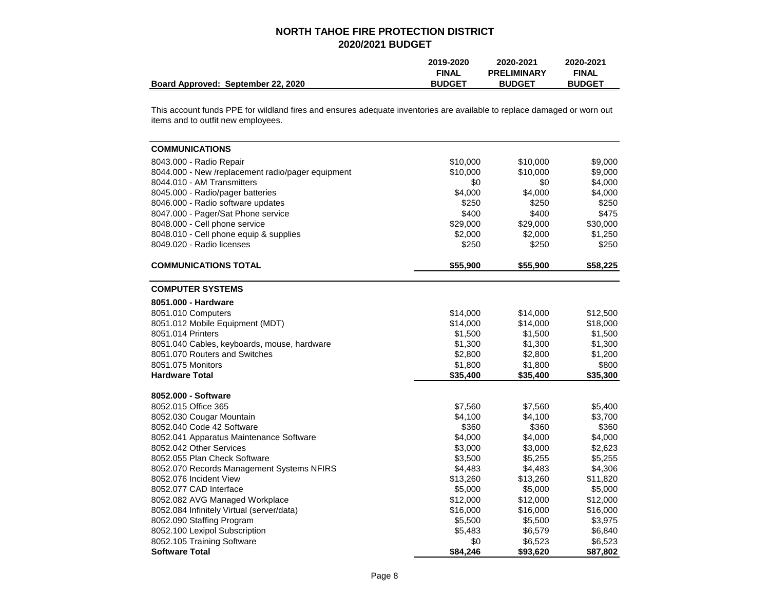# NORTH TAHOE FIRE PROTECTION DISTRICT
## 2020/2021 BUDGET

| Board Approved: September 22, 2020 | 2019-2020 FINAL BUDGET | 2020-2021 PRELIMINARY BUDGET | 2020-2021 FINAL BUDGET |
|---|---|---|---|

This account funds PPE for wildland fires and ensures adequate inventories are available to replace damaged or worn out items and to outfit new employees.

| | 2019-2020 FINAL BUDGET | 2020-2021 PRELIMINARY BUDGET | 2020-2021 FINAL BUDGET |
|---|---|---|---|
| **COMMUNICATIONS** | | | |
| 8043.000 - Radio Repair | $10,000 | $10,000 | $9,000 |
| 8044.000 - New /replacement radio/pager equipment | $10,000 | $10,000 | $9,000 |
| 8044.010 - AM Transmitters | $0 | $0 | $4,000 |
| 8045.000 - Radio/pager batteries | $4,000 | $4,000 | $4,000 |
| 8046.000 - Radio software updates | $250 | $250 | $250 |
| 8047.000 - Pager/Sat Phone service | $400 | $400 | $475 |
| 8048.000 - Cell phone service | $29,000 | $29,000 | $30,000 |
| 8048.010 - Cell phone equip & supplies | $2,000 | $2,000 | $1,250 |
| 8049.020 - Radio licenses | $250 | $250 | $250 |
| **COMMUNICATIONS TOTAL** | **$55,900** | **$55,900** | **$58,225** |
| **COMPUTER SYSTEMS** | | | |
| **8051.000 - Hardware** | | | |
| 8051.010 Computers | $14,000 | $14,000 | $12,500 |
| 8051.012 Mobile Equipment (MDT) | $14,000 | $14,000 | $18,000 |
| 8051.014 Printers | $1,500 | $1,500 | $1,500 |
| 8051.040 Cables, keyboards, mouse, hardware | $1,300 | $1,300 | $1,300 |
| 8051.070 Routers and Switches | $2,800 | $2,800 | $1,200 |
| 8051.075 Monitors | $1,800 | $1,800 | $800 |
| **Hardware Total** | **$35,400** | **$35,400** | **$35,300** |
| **8052.000 - Software** | | | |
| 8052.015 Office 365 | $7,560 | $7,560 | $5,400 |
| 8052.030 Cougar Mountain | $4,100 | $4,100 | $3,700 |
| 8052.040 Code 42 Software | $360 | $360 | $360 |
| 8052.041 Apparatus Maintenance Software | $4,000 | $4,000 | $4,000 |
| 8052.042 Other Services | $3,000 | $3,000 | $2,623 |
| 8052.055 Plan Check Software | $3,500 | $5,255 | $5,255 |
| 8052.070 Records Management Systems NFIRS | $4,483 | $4,483 | $4,306 |
| 8052.076 Incident View | $13,260 | $13,260 | $11,820 |
| 8052.077 CAD Interface | $5,000 | $5,000 | $5,000 |
| 8052.082 AVG Managed Workplace | $12,000 | $12,000 | $12,000 |
| 8052.084 Infinitely Virtual (server/data) | $16,000 | $16,000 | $16,000 |
| 8052.090 Staffing Program | $5,500 | $5,500 | $3,975 |
| 8052.100 Lexipol Subscription | $5,483 | $6,579 | $6,840 |
| 8052.105 Training Software | $0 | $6,523 | $6,523 |
| **Software Total** | **$84,246** | **$93,620** | **$87,802** |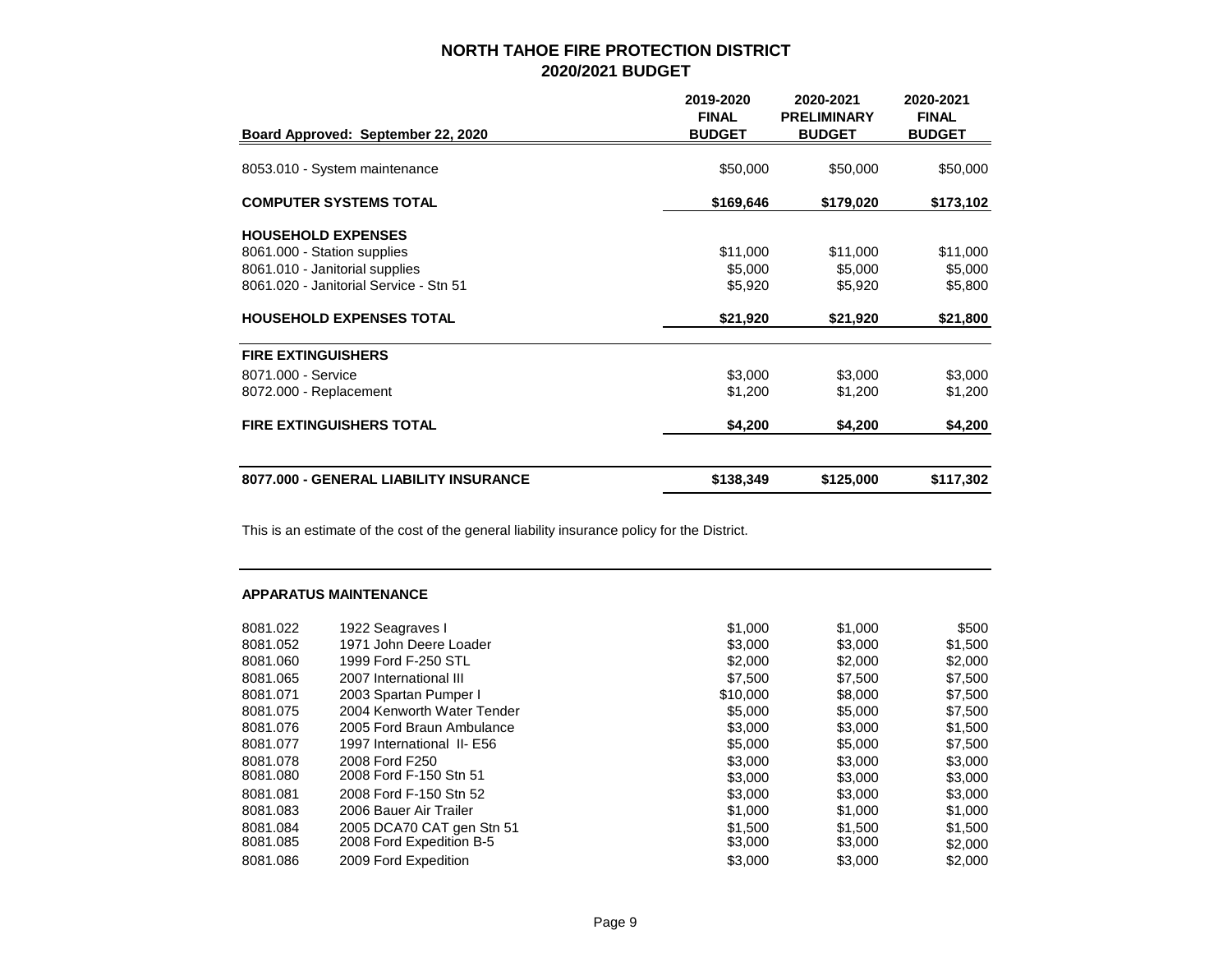## NORTH TAHOE FIRE PROTECTION DISTRICT
## 2020/2021 BUDGET

| Board Approved: September 22, 2020 | 2019-2020 FINAL BUDGET | 2020-2021 PRELIMINARY BUDGET | 2020-2021 FINAL BUDGET |
|---|---|---|---|
| 8053.010 - System maintenance | $50,000 | $50,000 | $50,000 |
| **COMPUTER SYSTEMS TOTAL** | **$169,646** | **$179,020** | **$173,102** |
| **HOUSEHOLD EXPENSES** | | | |
| 8061.000 - Station supplies | $11,000 | $11,000 | $11,000 |
| 8061.010 - Janitorial supplies | $5,000 | $5,000 | $5,000 |
| 8061.020 - Janitorial Service - Stn 51 | $5,920 | $5,920 | $5,800 |
| **HOUSEHOLD EXPENSES TOTAL** | **$21,920** | **$21,920** | **$21,800** |
| **FIRE EXTINGUISHERS** | | | |
| 8071.000 - Service | $3,000 | $3,000 | $3,000 |
| 8072.000 - Replacement | $1,200 | $1,200 | $1,200 |
| **FIRE EXTINGUISHERS TOTAL** | **$4,200** | **$4,200** | **$4,200** |
| **8077.000 - GENERAL LIABILITY INSURANCE** | **$138,349** | **$125,000** | **$117,302** |

This is an estimate of the cost of the general liability insurance policy for the District.

**APPARATUS MAINTENANCE**

| Account | Description | 2019-2020 FINAL BUDGET | 2020-2021 PRELIMINARY BUDGET | 2020-2021 FINAL BUDGET |
|---|---|---|---|---|
| 8081.022 | 1922 Seagraves I | $1,000 | $1,000 | $500 |
| 8081.052 | 1971 John Deere Loader | $3,000 | $3,000 | $1,500 |
| 8081.060 | 1999 Ford F-250 STL | $2,000 | $2,000 | $2,000 |
| 8081.065 | 2007 International III | $7,500 | $7,500 | $7,500 |
| 8081.071 | 2003 Spartan Pumper I | $10,000 | $8,000 | $7,500 |
| 8081.075 | 2004 Kenworth Water Tender | $5,000 | $5,000 | $7,500 |
| 8081.076 | 2005 Ford Braun Ambulance | $3,000 | $3,000 | $1,500 |
| 8081.077 | 1997 International II- E56 | $5,000 | $5,000 | $7,500 |
| 8081.078 | 2008 Ford F250 | $3,000 | $3,000 | $3,000 |
| 8081.080 | 2008 Ford F-150 Stn 51 | $3,000 | $3,000 | $3,000 |
| 8081.081 | 2008 Ford F-150 Stn 52 | $3,000 | $3,000 | $3,000 |
| 8081.083 | 2006 Bauer Air Trailer | $1,000 | $1,000 | $1,000 |
| 8081.084 | 2005 DCA70 CAT gen Stn 51 | $1,500 | $1,500 | $1,500 |
| 8081.085 | 2008 Ford Expedition B-5 | $3,000 | $3,000 | $2,000 |
| 8081.086 | 2009 Ford Expedition | $3,000 | $3,000 | $2,000 |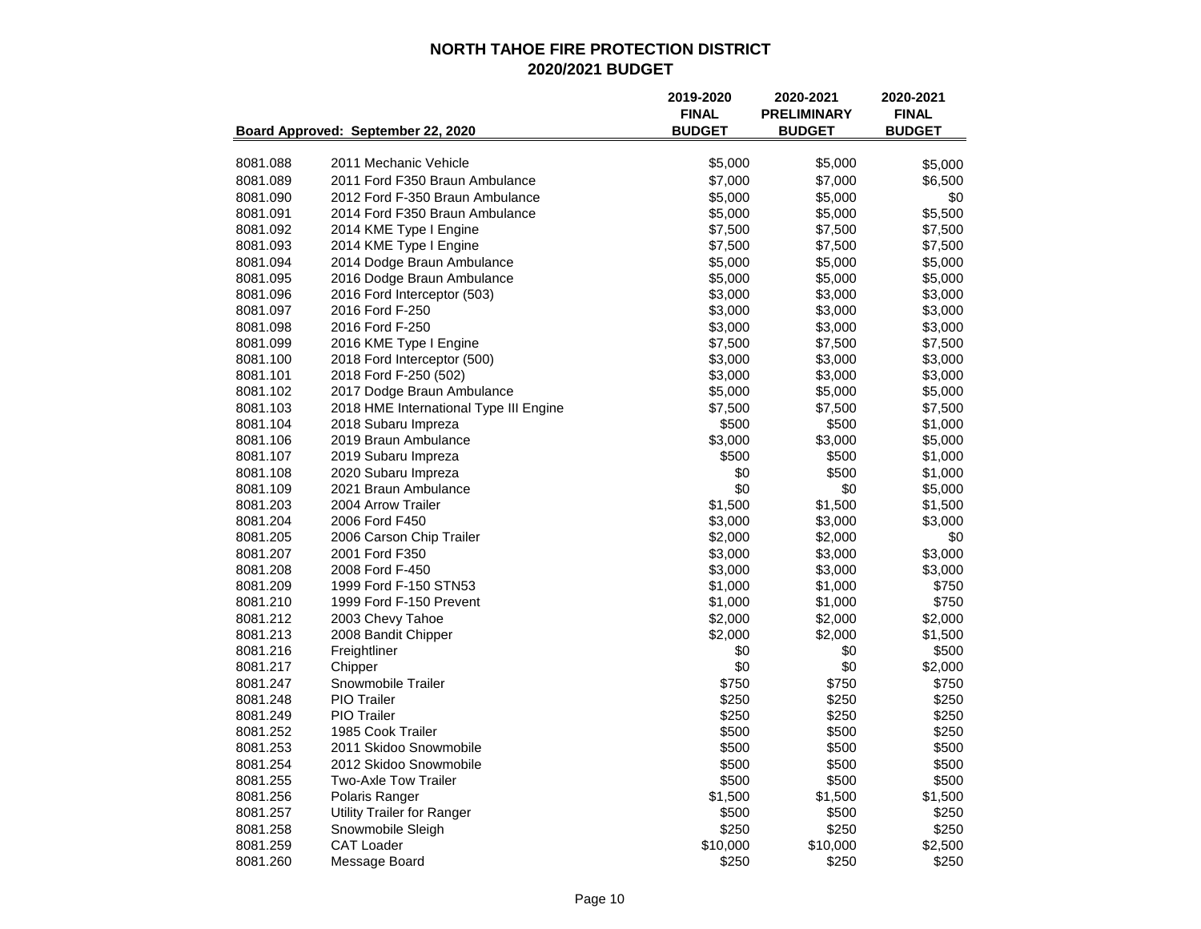# NORTH TAHOE FIRE PROTECTION DISTRICT
## 2020/2021 BUDGET

| Board Approved: September 22, 2020 | | 2019-2020 FINAL BUDGET | 2020-2021 PRELIMINARY BUDGET | 2020-2021 FINAL BUDGET |
|---|---|---|---|---|
| 8081.088 | 2011 Mechanic Vehicle | $5,000 | $5,000 | $5,000 |
| 8081.089 | 2011 Ford F350 Braun Ambulance | $7,000 | $7,000 | $6,500 |
| 8081.090 | 2012 Ford F-350 Braun Ambulance | $5,000 | $5,000 | $0 |
| 8081.091 | 2014 Ford F350 Braun Ambulance | $5,000 | $5,000 | $5,500 |
| 8081.092 | 2014 KME Type I Engine | $7,500 | $7,500 | $7,500 |
| 8081.093 | 2014 KME Type I Engine | $7,500 | $7,500 | $7,500 |
| 8081.094 | 2014 Dodge Braun Ambulance | $5,000 | $5,000 | $5,000 |
| 8081.095 | 2016 Dodge Braun Ambulance | $5,000 | $5,000 | $5,000 |
| 8081.096 | 2016 Ford Interceptor (503) | $3,000 | $3,000 | $3,000 |
| 8081.097 | 2016 Ford F-250 | $3,000 | $3,000 | $3,000 |
| 8081.098 | 2016 Ford F-250 | $3,000 | $3,000 | $3,000 |
| 8081.099 | 2016 KME Type I Engine | $7,500 | $7,500 | $7,500 |
| 8081.100 | 2018 Ford Interceptor (500) | $3,000 | $3,000 | $3,000 |
| 8081.101 | 2018 Ford F-250 (502) | $3,000 | $3,000 | $3,000 |
| 8081.102 | 2017 Dodge Braun Ambulance | $5,000 | $5,000 | $5,000 |
| 8081.103 | 2018 HME International Type III Engine | $7,500 | $7,500 | $7,500 |
| 8081.104 | 2018 Subaru Impreza | $500 | $500 | $1,000 |
| 8081.106 | 2019 Braun Ambulance | $3,000 | $3,000 | $5,000 |
| 8081.107 | 2019 Subaru Impreza | $500 | $500 | $1,000 |
| 8081.108 | 2020 Subaru Impreza | $0 | $500 | $1,000 |
| 8081.109 | 2021 Braun Ambulance | $0 | $0 | $5,000 |
| 8081.203 | 2004 Arrow Trailer | $1,500 | $1,500 | $1,500 |
| 8081.204 | 2006 Ford F450 | $3,000 | $3,000 | $3,000 |
| 8081.205 | 2006 Carson Chip Trailer | $2,000 | $2,000 | $0 |
| 8081.207 | 2001 Ford F350 | $3,000 | $3,000 | $3,000 |
| 8081.208 | 2008 Ford F-450 | $3,000 | $3,000 | $3,000 |
| 8081.209 | 1999 Ford F-150 STN53 | $1,000 | $1,000 | $750 |
| 8081.210 | 1999 Ford F-150 Prevent | $1,000 | $1,000 | $750 |
| 8081.212 | 2003 Chevy Tahoe | $2,000 | $2,000 | $2,000 |
| 8081.213 | 2008 Bandit Chipper | $2,000 | $2,000 | $1,500 |
| 8081.216 | Freightliner | $0 | $0 | $500 |
| 8081.217 | Chipper | $0 | $0 | $2,000 |
| 8081.247 | Snowmobile Trailer | $750 | $750 | $750 |
| 8081.248 | PIO Trailer | $250 | $250 | $250 |
| 8081.249 | PIO Trailer | $250 | $250 | $250 |
| 8081.252 | 1985 Cook Trailer | $500 | $500 | $250 |
| 8081.253 | 2011 Skidoo Snowmobile | $500 | $500 | $500 |
| 8081.254 | 2012 Skidoo Snowmobile | $500 | $500 | $500 |
| 8081.255 | Two-Axle Tow Trailer | $500 | $500 | $500 |
| 8081.256 | Polaris Ranger | $1,500 | $1,500 | $1,500 |
| 8081.257 | Utility Trailer for Ranger | $500 | $500 | $250 |
| 8081.258 | Snowmobile Sleigh | $250 | $250 | $250 |
| 8081.259 | CAT Loader | $10,000 | $10,000 | $2,500 |
| 8081.260 | Message Board | $250 | $250 | $250 |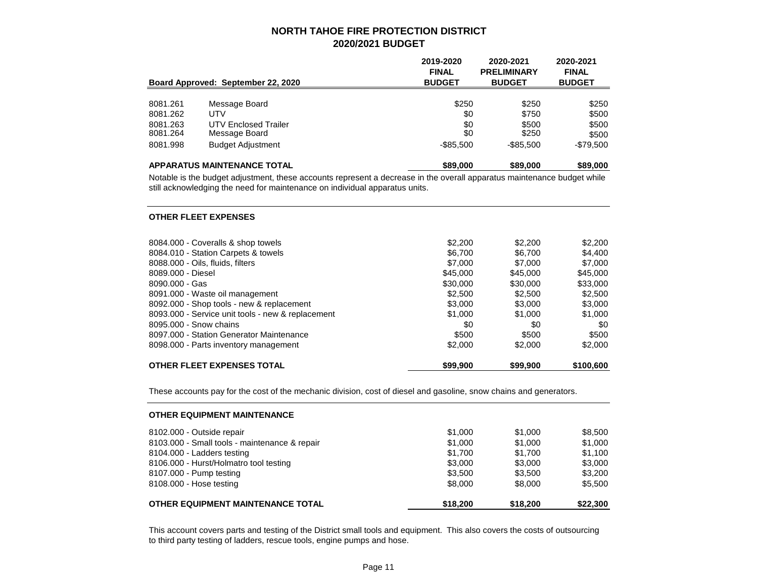# NORTH TAHOE FIRE PROTECTION DISTRICT
## 2020/2021 BUDGET

| Board Approved: September 22, 2020 | | 2019-2020 FINAL BUDGET | 2020-2021 PRELIMINARY BUDGET | 2020-2021 FINAL BUDGET |
|---|---|---|---|---|
| 8081.261 | Message Board | $250 | $250 | $250 |
| 8081.262 | UTV | $0 | $750 | $500 |
| 8081.263 | UTV Enclosed Trailer | $0 | $500 | $500 |
| 8081.264 | Message Board | $0 | $250 | $500 |
| 8081.998 | Budget Adjustment | -$85,500 | -$85,500 | -$79,500 |
| **APPARATUS MAINTENANCE TOTAL** | | **$89,000** | **$89,000** | **$89,000** |

Notable is the budget adjustment, these accounts represent a decrease in the overall apparatus maintenance budget while still acknowledging the need for maintenance on individual apparatus units.

### OTHER FLEET EXPENSES

| | 2019-2020 FINAL BUDGET | 2020-2021 PRELIMINARY BUDGET | 2020-2021 FINAL BUDGET |
|---|---|---|---|
| 8084.000 - Coveralls & shop towels | $2,200 | $2,200 | $2,200 |
| 8084.010 - Station Carpets & towels | $6,700 | $6,700 | $4,400 |
| 8088.000 - Oils, fluids, filters | $7,000 | $7,000 | $7,000 |
| 8089.000 - Diesel | $45,000 | $45,000 | $45,000 |
| 8090.000 - Gas | $30,000 | $30,000 | $33,000 |
| 8091.000 - Waste oil management | $2,500 | $2,500 | $2,500 |
| 8092.000 - Shop tools - new & replacement | $3,000 | $3,000 | $3,000 |
| 8093.000 - Service unit tools - new & replacement | $1,000 | $1,000 | $1,000 |
| 8095.000 - Snow chains | $0 | $0 | $0 |
| 8097.000 - Station Generator Maintenance | $500 | $500 | $500 |
| 8098.000 - Parts inventory management | $2,000 | $2,000 | $2,000 |
| **OTHER FLEET EXPENSES TOTAL** | **$99,900** | **$99,900** | **$100,600** |

These accounts pay for the cost of the mechanic division, cost of diesel and gasoline, snow chains and generators.

### OTHER EQUIPMENT MAINTENANCE

| | 2019-2020 FINAL BUDGET | 2020-2021 PRELIMINARY BUDGET | 2020-2021 FINAL BUDGET |
|---|---|---|---|
| 8102.000 - Outside repair | $1,000 | $1,000 | $8,500 |
| 8103.000 - Small tools - maintenance & repair | $1,000 | $1,000 | $1,000 |
| 8104.000 - Ladders testing | $1,700 | $1,700 | $1,100 |
| 8106.000 - Hurst/Holmatro tool testing | $3,000 | $3,000 | $3,000 |
| 8107.000 - Pump testing | $3,500 | $3,500 | $3,200 |
| 8108.000 - Hose testing | $8,000 | $8,000 | $5,500 |
| **OTHER EQUIPMENT MAINTENANCE TOTAL** | **$18,200** | **$18,200** | **$22,300** |

This account covers parts and testing of the District small tools and equipment. This also covers the costs of outsourcing to third party testing of ladders, rescue tools, engine pumps and hose.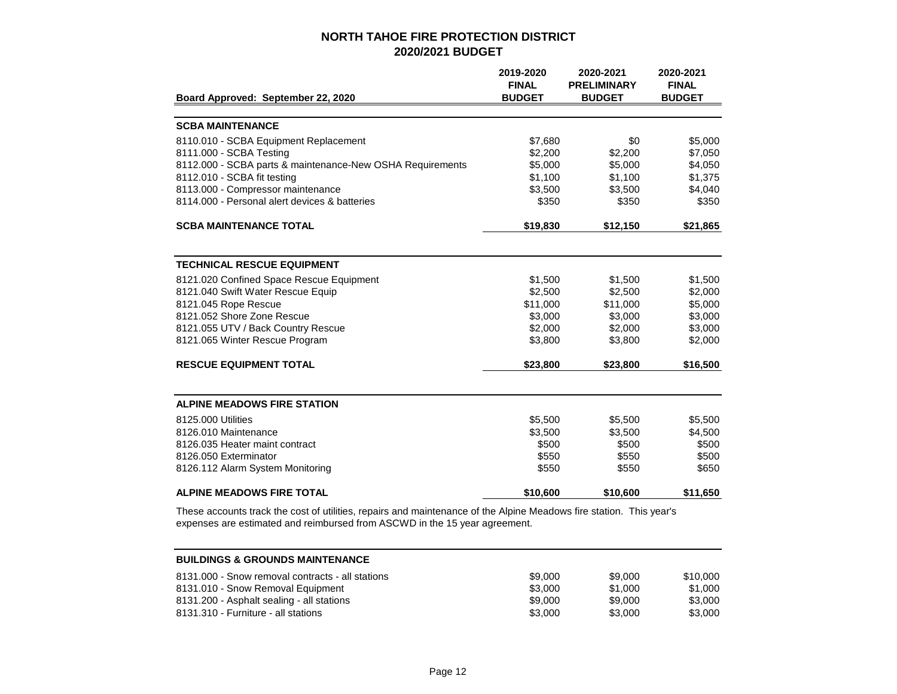# NORTH TAHOE FIRE PROTECTION DISTRICT
## 2020/2021 BUDGET

| Board Approved: September 22, 2020 | 2019-2020 FINAL BUDGET | 2020-2021 PRELIMINARY BUDGET | 2020-2021 FINAL BUDGET |
|---|---|---|---|
| **SCBA MAINTENANCE** | | | |
| 8110.010 - SCBA Equipment Replacement | $7,680 | $0 | $5,000 |
| 8111.000 - SCBA Testing | $2,200 | $2,200 | $7,050 |
| 8112.000 - SCBA parts & maintenance-New OSHA Requirements | $5,000 | $5,000 | $4,050 |
| 8112.010 - SCBA fit testing | $1,100 | $1,100 | $1,375 |
| 8113.000 - Compressor maintenance | $3,500 | $3,500 | $4,040 |
| 8114.000 - Personal alert devices & batteries | $350 | $350 | $350 |
| **SCBA MAINTENANCE TOTAL** | **$19,830** | **$12,150** | **$21,865** |
| **TECHNICAL RESCUE EQUIPMENT** | | | |
| 8121.020 Confined Space Rescue Equipment | $1,500 | $1,500 | $1,500 |
| 8121.040 Swift Water Rescue Equip | $2,500 | $2,500 | $2,000 |
| 8121.045 Rope Rescue | $11,000 | $11,000 | $5,000 |
| 8121.052 Shore Zone Rescue | $3,000 | $3,000 | $3,000 |
| 8121.055 UTV / Back Country Rescue | $2,000 | $2,000 | $3,000 |
| 8121.065 Winter Rescue Program | $3,800 | $3,800 | $2,000 |
| **RESCUE EQUIPMENT TOTAL** | **$23,800** | **$23,800** | **$16,500** |
| **ALPINE MEADOWS FIRE STATION** | | | |
| 8125.000 Utilities | $5,500 | $5,500 | $5,500 |
| 8126.010 Maintenance | $3,500 | $3,500 | $4,500 |
| 8126.035 Heater maint contract | $500 | $500 | $500 |
| 8126.050 Exterminator | $550 | $550 | $500 |
| 8126.112 Alarm System Monitoring | $550 | $550 | $650 |
| **ALPINE MEADOWS FIRE TOTAL** | **$10,600** | **$10,600** | **$11,650** |

These accounts track the cost of utilities, repairs and maintenance of the Alpine Meadows fire station. This year's expenses are estimated and reimbursed from ASCWD in the 15 year agreement.

| Board Approved: September 22, 2020 | 2019-2020 FINAL BUDGET | 2020-2021 PRELIMINARY BUDGET | 2020-2021 FINAL BUDGET |
|---|---|---|---|
| **BUILDINGS & GROUNDS MAINTENANCE** | | | |
| 8131.000 - Snow removal contracts - all stations | $9,000 | $9,000 | $10,000 |
| 8131.010 - Snow Removal Equipment | $3,000 | $1,000 | $1,000 |
| 8131.200 - Asphalt sealing - all stations | $9,000 | $9,000 | $3,000 |
| 8131.310 - Furniture - all stations | $3,000 | $3,000 | $3,000 |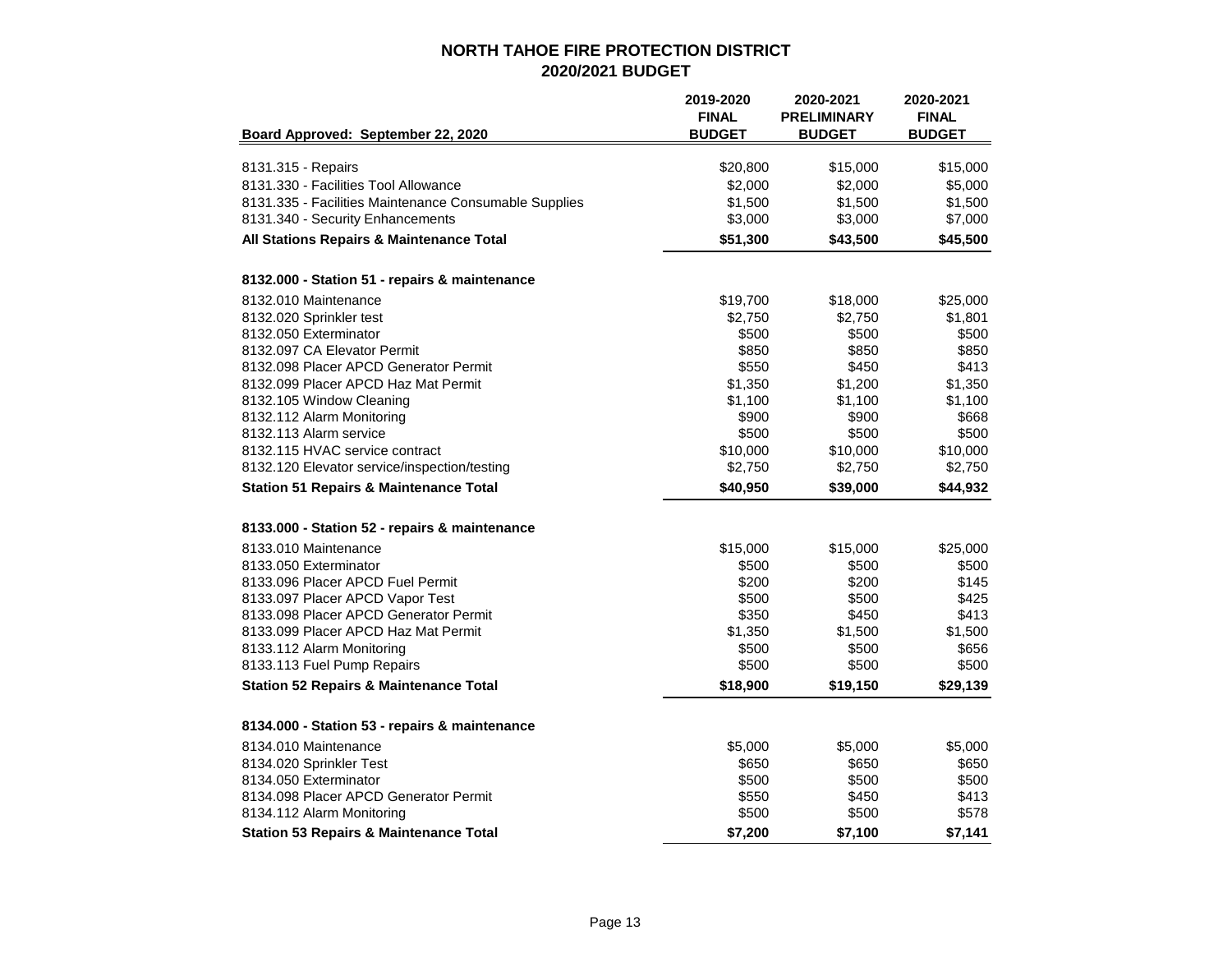# NORTH TAHOE FIRE PROTECTION DISTRICT
## 2020/2021 BUDGET

| Board Approved: September 22, 2020 | 2019-2020 FINAL BUDGET | 2020-2021 PRELIMINARY BUDGET | 2020-2021 FINAL BUDGET |
|---|---|---|---|
| 8131.315 - Repairs | $20,800 | $15,000 | $15,000 |
| 8131.330 - Facilities Tool Allowance | $2,000 | $2,000 | $5,000 |
| 8131.335 - Facilities Maintenance Consumable Supplies | $1,500 | $1,500 | $1,500 |
| 8131.340 - Security Enhancements | $3,000 | $3,000 | $7,000 |
| **All Stations Repairs & Maintenance Total** | **$51,300** | **$43,500** | **$45,500** |
| | | | |
| **8132.000 - Station 51 - repairs & maintenance** | | | |
| 8132.010 Maintenance | $19,700 | $18,000 | $25,000 |
| 8132.020 Sprinkler test | $2,750 | $2,750 | $1,801 |
| 8132.050 Exterminator | $500 | $500 | $500 |
| 8132.097 CA Elevator Permit | $850 | $850 | $850 |
| 8132.098 Placer APCD Generator Permit | $550 | $450 | $413 |
| 8132.099 Placer APCD Haz Mat Permit | $1,350 | $1,200 | $1,350 |
| 8132.105 Window Cleaning | $1,100 | $1,100 | $1,100 |
| 8132.112 Alarm Monitoring | $900 | $900 | $668 |
| 8132.113 Alarm service | $500 | $500 | $500 |
| 8132.115 HVAC service contract | $10,000 | $10,000 | $10,000 |
| 8132.120 Elevator service/inspection/testing | $2,750 | $2,750 | $2,750 |
| **Station 51 Repairs & Maintenance Total** | **$40,950** | **$39,000** | **$44,932** |
| | | | |
| **8133.000 - Station 52 - repairs & maintenance** | | | |
| 8133.010 Maintenance | $15,000 | $15,000 | $25,000 |
| 8133.050 Exterminator | $500 | $500 | $500 |
| 8133.096 Placer APCD Fuel Permit | $200 | $200 | $145 |
| 8133.097 Placer APCD Vapor Test | $500 | $500 | $425 |
| 8133.098 Placer APCD Generator Permit | $350 | $450 | $413 |
| 8133.099 Placer APCD Haz Mat Permit | $1,350 | $1,500 | $1,500 |
| 8133.112 Alarm Monitoring | $500 | $500 | $656 |
| 8133.113 Fuel Pump Repairs | $500 | $500 | $500 |
| **Station 52 Repairs & Maintenance Total** | **$18,900** | **$19,150** | **$29,139** |
| | | | |
| **8134.000 - Station 53 - repairs & maintenance** | | | |
| 8134.010 Maintenance | $5,000 | $5,000 | $5,000 |
| 8134.020 Sprinkler Test | $650 | $650 | $650 |
| 8134.050 Exterminator | $500 | $500 | $500 |
| 8134.098 Placer APCD Generator Permit | $550 | $450 | $413 |
| 8134.112 Alarm Monitoring | $500 | $500 | $578 |
| **Station 53 Repairs & Maintenance Total** | **$7,200** | **$7,100** | **$7,141** |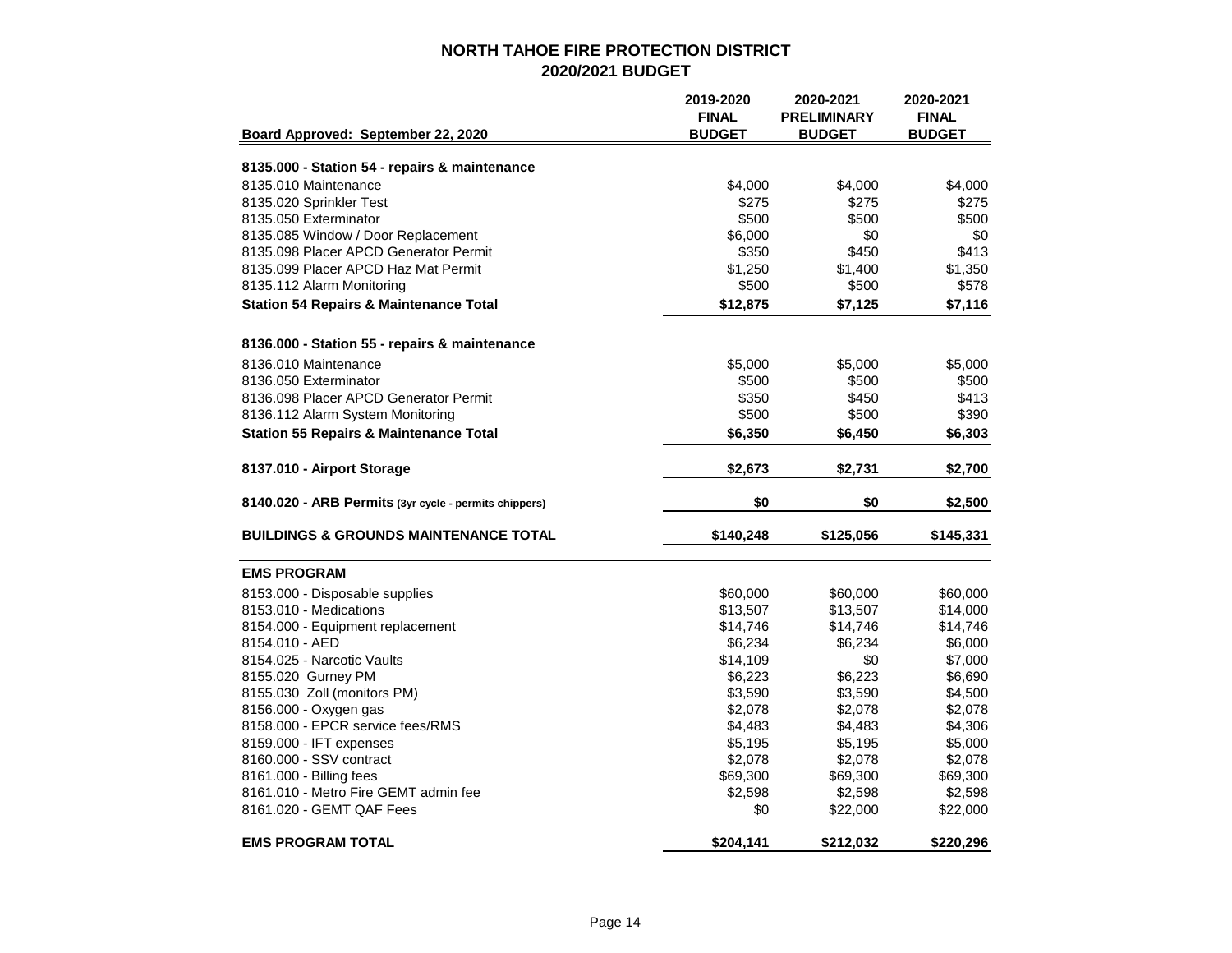# NORTH TAHOE FIRE PROTECTION DISTRICT
## 2020/2021 BUDGET

| Board Approved: September 22, 2020 | 2019-2020 FINAL BUDGET | 2020-2021 PRELIMINARY BUDGET | 2020-2021 FINAL BUDGET |
|---|---|---|---|
| **8135.000 - Station 54 - repairs & maintenance** | | | |
| 8135.010 Maintenance | $4,000 | $4,000 | $4,000 |
| 8135.020 Sprinkler Test | $275 | $275 | $275 |
| 8135.050 Exterminator | $500 | $500 | $500 |
| 8135.085 Window / Door Replacement | $6,000 | $0 | $0 |
| 8135.098 Placer APCD Generator Permit | $350 | $450 | $413 |
| 8135.099 Placer APCD Haz Mat Permit | $1,250 | $1,400 | $1,350 |
| 8135.112 Alarm Monitoring | $500 | $500 | $578 |
| **Station 54 Repairs & Maintenance Total** | **$12,875** | **$7,125** | **$7,116** |
| **8136.000 - Station 55 - repairs & maintenance** | | | |
| 8136.010 Maintenance | $5,000 | $5,000 | $5,000 |
| 8136.050 Exterminator | $500 | $500 | $500 |
| 8136.098 Placer APCD Generator Permit | $350 | $450 | $413 |
| 8136.112 Alarm System Monitoring | $500 | $500 | $390 |
| **Station 55 Repairs & Maintenance Total** | **$6,350** | **$6,450** | **$6,303** |
| **8137.010 - Airport Storage** | **$2,673** | **$2,731** | **$2,700** |
| **8140.020 - ARB Permits** (3yr cycle - permits chippers) | **$0** | **$0** | **$2,500** |
| **BUILDINGS & GROUNDS MAINTENANCE TOTAL** | **$140,248** | **$125,056** | **$145,331** |
| **EMS PROGRAM** | | | |
| 8153.000 - Disposable supplies | $60,000 | $60,000 | $60,000 |
| 8153.010 - Medications | $13,507 | $13,507 | $14,000 |
| 8154.000 - Equipment replacement | $14,746 | $14,746 | $14,746 |
| 8154.010 - AED | $6,234 | $6,234 | $6,000 |
| 8154.025 - Narcotic Vaults | $14,109 | $0 | $7,000 |
| 8155.020 Gurney PM | $6,223 | $6,223 | $6,690 |
| 8155.030 Zoll (monitors PM) | $3,590 | $3,590 | $4,500 |
| 8156.000 - Oxygen gas | $2,078 | $2,078 | $2,078 |
| 8158.000 - EPCR service fees/RMS | $4,483 | $4,483 | $4,306 |
| 8159.000 - IFT expenses | $5,195 | $5,195 | $5,000 |
| 8160.000 - SSV contract | $2,078 | $2,078 | $2,078 |
| 8161.000 - Billing fees | $69,300 | $69,300 | $69,300 |
| 8161.010 - Metro Fire GEMT admin fee | $2,598 | $2,598 | $2,598 |
| 8161.020 - GEMT QAF Fees | $0 | $22,000 | $22,000 |
| **EMS PROGRAM TOTAL** | **$204,141** | **$212,032** | **$220,296** |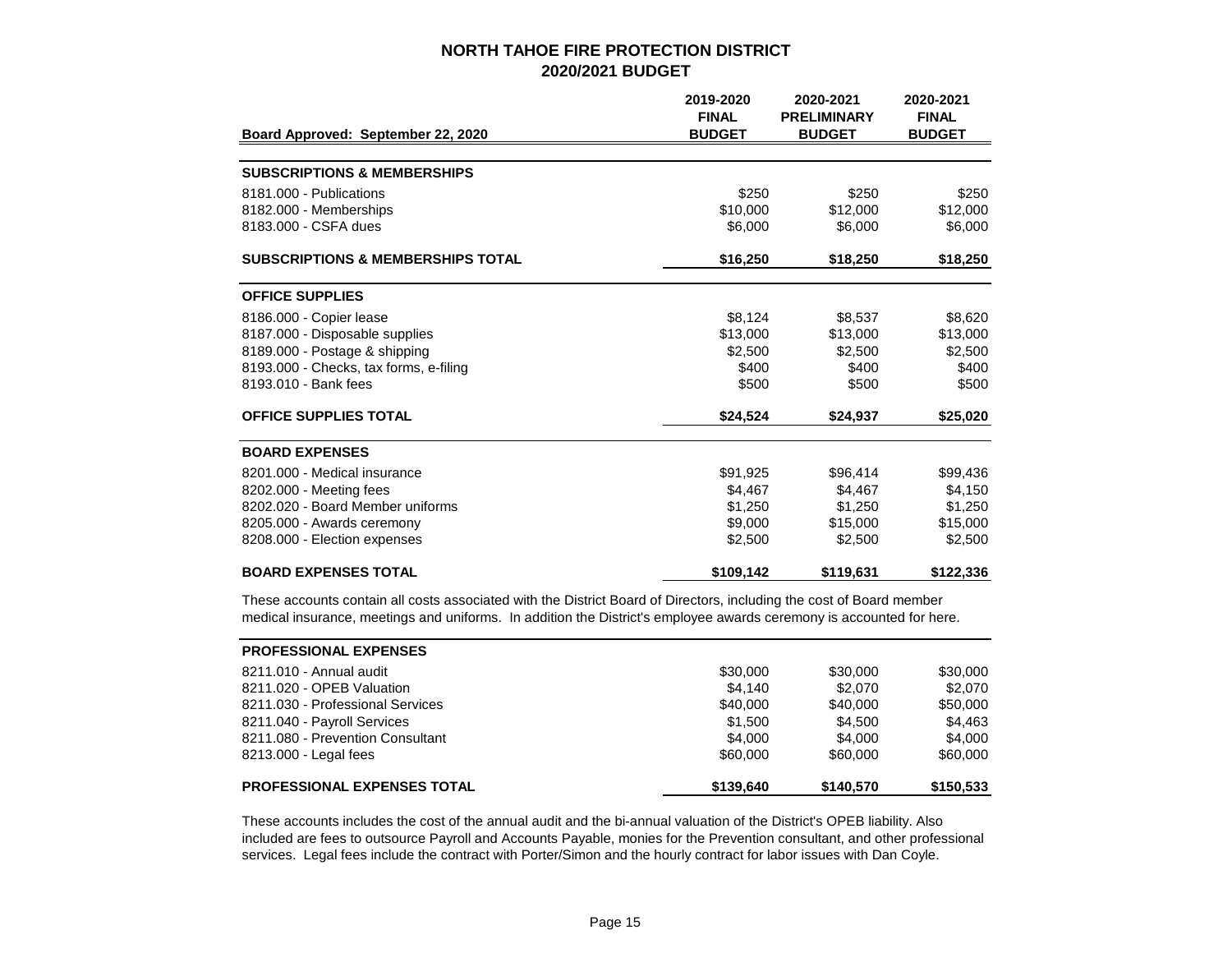# NORTH TAHOE FIRE PROTECTION DISTRICT
## 2020/2021 BUDGET

| Board Approved: September 22, 2020 | 2019-2020 FINAL BUDGET | 2020-2021 PRELIMINARY BUDGET | 2020-2021 FINAL BUDGET |
|---|---|---|---|
| **SUBSCRIPTIONS & MEMBERSHIPS** | | | |
| 8181.000 - Publications | $250 | $250 | $250 |
| 8182.000 - Memberships | $10,000 | $12,000 | $12,000 |
| 8183.000 - CSFA dues | $6,000 | $6,000 | $6,000 |
| **SUBSCRIPTIONS & MEMBERSHIPS TOTAL** | **$16,250** | **$18,250** | **$18,250** |
| **OFFICE SUPPLIES** | | | |
| 8186.000 - Copier lease | $8,124 | $8,537 | $8,620 |
| 8187.000 - Disposable supplies | $13,000 | $13,000 | $13,000 |
| 8189.000 - Postage & shipping | $2,500 | $2,500 | $2,500 |
| 8193.000 - Checks, tax forms, e-filing | $400 | $400 | $400 |
| 8193.010 - Bank fees | $500 | $500 | $500 |
| **OFFICE SUPPLIES TOTAL** | **$24,524** | **$24,937** | **$25,020** |
| **BOARD EXPENSES** | | | |
| 8201.000 - Medical insurance | $91,925 | $96,414 | $99,436 |
| 8202.000 - Meeting fees | $4,467 | $4,467 | $4,150 |
| 8202.020 - Board Member uniforms | $1,250 | $1,250 | $1,250 |
| 8205.000 - Awards ceremony | $9,000 | $15,000 | $15,000 |
| 8208.000 - Election expenses | $2,500 | $2,500 | $2,500 |
| **BOARD EXPENSES TOTAL** | **$109,142** | **$119,631** | **$122,336** |

These accounts contain all costs associated with the District Board of Directors, including the cost of Board member medical insurance, meetings and uniforms. In addition the District's employee awards ceremony is accounted for here.

| | 2019-2020 FINAL BUDGET | 2020-2021 PRELIMINARY BUDGET | 2020-2021 FINAL BUDGET |
|---|---|---|---|
| **PROFESSIONAL EXPENSES** | | | |
| 8211.010 - Annual audit | $30,000 | $30,000 | $30,000 |
| 8211.020 - OPEB Valuation | $4,140 | $2,070 | $2,070 |
| 8211.030 - Professional Services | $40,000 | $40,000 | $50,000 |
| 8211.040 - Payroll Services | $1,500 | $4,500 | $4,463 |
| 8211.080 - Prevention Consultant | $4,000 | $4,000 | $4,000 |
| 8213.000 - Legal fees | $60,000 | $60,000 | $60,000 |
| **PROFESSIONAL EXPENSES TOTAL** | **$139,640** | **$140,570** | **$150,533** |

These accounts includes the cost of the annual audit and the bi-annual valuation of the District's OPEB liability. Also included are fees to outsource Payroll and Accounts Payable, monies for the Prevention consultant, and other professional services. Legal fees include the contract with Porter/Simon and the hourly contract for labor issues with Dan Coyle.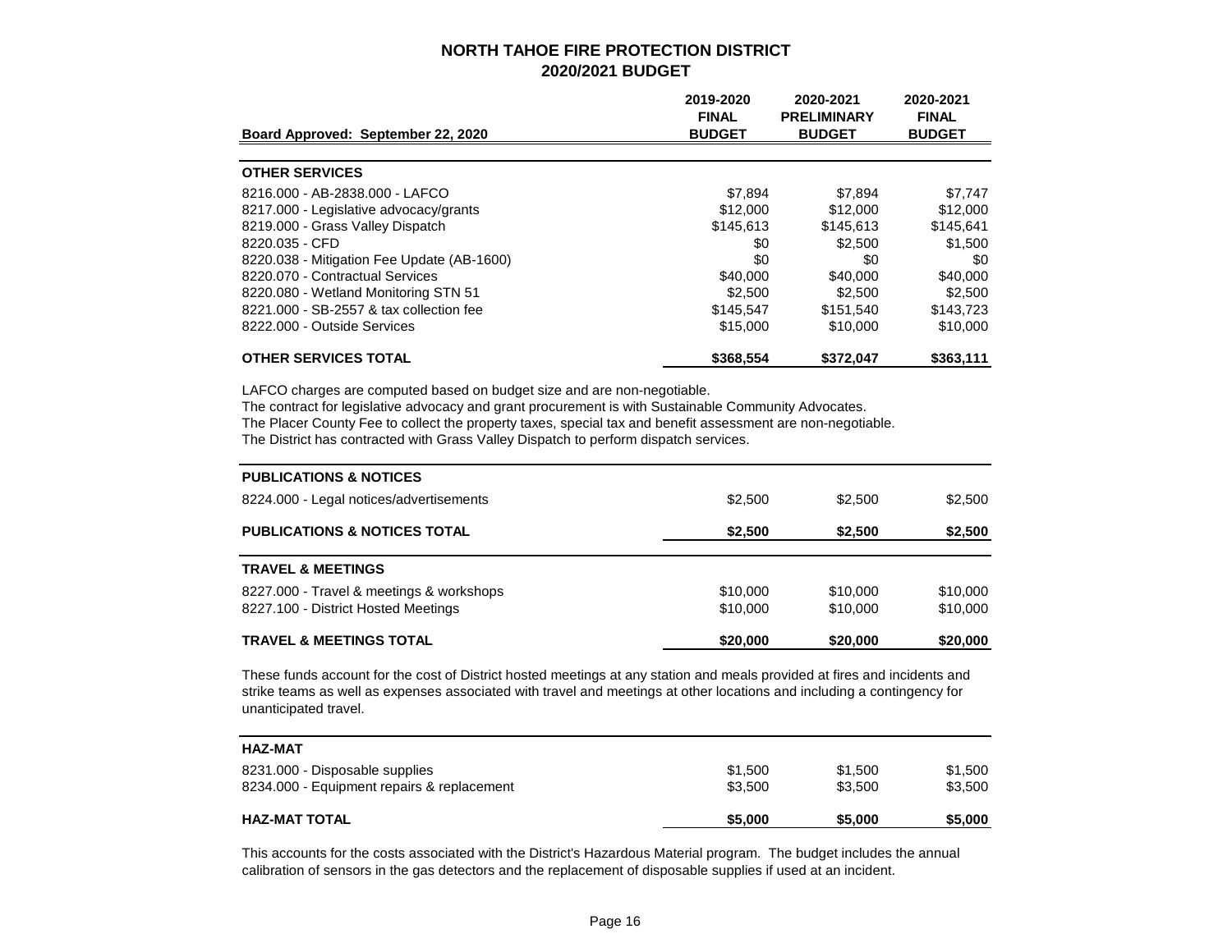# NORTH TAHOE FIRE PROTECTION DISTRICT
## 2020/2021 BUDGET

| Board Approved: September 22, 2020 | 2019-2020 FINAL BUDGET | 2020-2021 PRELIMINARY BUDGET | 2020-2021 FINAL BUDGET |
|---|---|---|---|
| **OTHER SERVICES** | | | |
| 8216.000 - AB-2838.000 - LAFCO | $7,894 | $7,894 | $7,747 |
| 8217.000 - Legislative advocacy/grants | $12,000 | $12,000 | $12,000 |
| 8219.000 - Grass Valley Dispatch | $145,613 | $145,613 | $145,641 |
| 8220.035 - CFD | $0 | $2,500 | $1,500 |
| 8220.038 - Mitigation Fee Update (AB-1600) | $0 | $0 | $0 |
| 8220.070 - Contractual Services | $40,000 | $40,000 | $40,000 |
| 8220.080 - Wetland Monitoring STN 51 | $2,500 | $2,500 | $2,500 |
| 8221.000 - SB-2557 & tax collection fee | $145,547 | $151,540 | $143,723 |
| 8222.000 - Outside Services | $15,000 | $10,000 | $10,000 |
| **OTHER SERVICES TOTAL** | **$368,554** | **$372,047** | **$363,111** |

LAFCO charges are computed based on budget size and are non-negotiable.
The contract for legislative advocacy and grant procurement is with Sustainable Community Advocates.
The Placer County Fee to collect the property taxes, special tax and benefit assessment are non-negotiable.
The District has contracted with Grass Valley Dispatch to perform dispatch services.

| | 2019-2020 FINAL BUDGET | 2020-2021 PRELIMINARY BUDGET | 2020-2021 FINAL BUDGET |
|---|---|---|---|
| **PUBLICATIONS & NOTICES** | | | |
| 8224.000 - Legal notices/advertisements | $2,500 | $2,500 | $2,500 |
| **PUBLICATIONS & NOTICES TOTAL** | **$2,500** | **$2,500** | **$2,500** |

| | 2019-2020 FINAL BUDGET | 2020-2021 PRELIMINARY BUDGET | 2020-2021 FINAL BUDGET |
|---|---|---|---|
| **TRAVEL & MEETINGS** | | | |
| 8227.000 - Travel & meetings & workshops | $10,000 | $10,000 | $10,000 |
| 8227.100 - District Hosted Meetings | $10,000 | $10,000 | $10,000 |
| **TRAVEL & MEETINGS TOTAL** | **$20,000** | **$20,000** | **$20,000** |

These funds account for the cost of District hosted meetings at any station and meals provided at fires and incidents and strike teams as well as expenses associated with travel and meetings at other locations and including a contingency for unanticipated travel.

| | 2019-2020 FINAL BUDGET | 2020-2021 PRELIMINARY BUDGET | 2020-2021 FINAL BUDGET |
|---|---|---|---|
| **HAZ-MAT** | | | |
| 8231.000 - Disposable supplies | $1,500 | $1,500 | $1,500 |
| 8234.000 - Equipment repairs & replacement | $3,500 | $3,500 | $3,500 |
| **HAZ-MAT TOTAL** | **$5,000** | **$5,000** | **$5,000** |

This accounts for the costs associated with the District's Hazardous Material program. The budget includes the annual calibration of sensors in the gas detectors and the replacement of disposable supplies if used at an incident.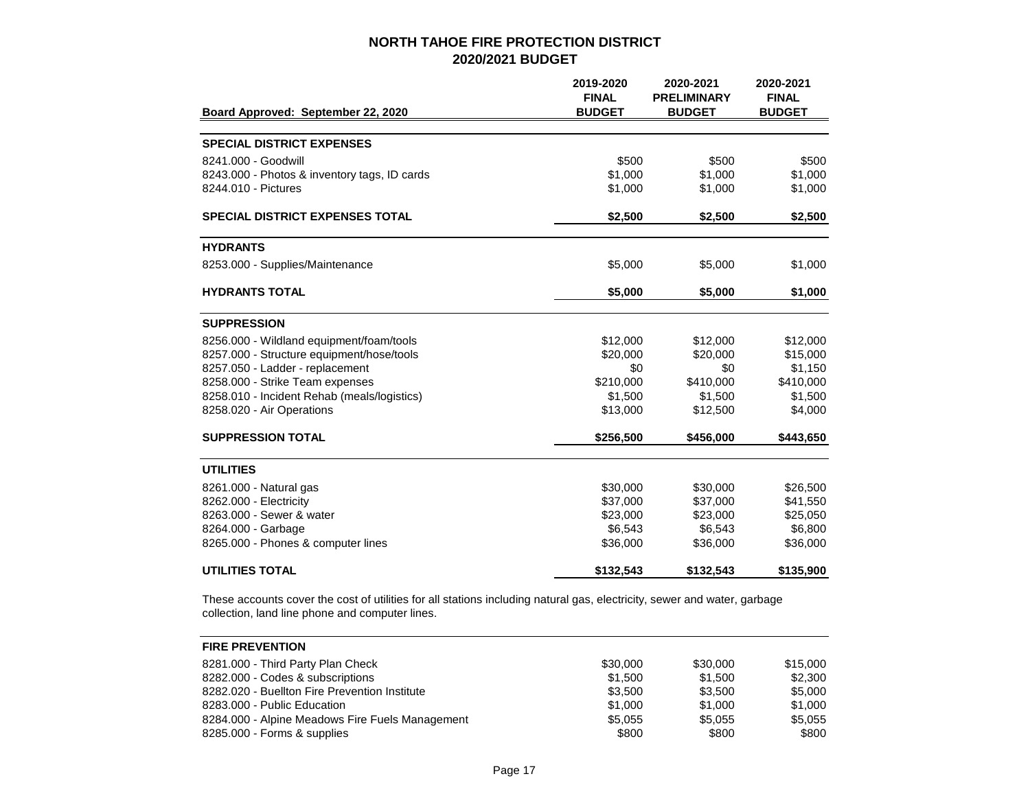# NORTH TAHOE FIRE PROTECTION DISTRICT
## 2020/2021 BUDGET

| Board Approved: September 22, 2020 | 2019-2020 FINAL BUDGET | 2020-2021 PRELIMINARY BUDGET | 2020-2021 FINAL BUDGET |
|---|---|---|---|
| **SPECIAL DISTRICT EXPENSES** | | | |
| 8241.000 - Goodwill | $500 | $500 | $500 |
| 8243.000 - Photos & inventory tags, ID cards | $1,000 | $1,000 | $1,000 |
| 8244.010 - Pictures | $1,000 | $1,000 | $1,000 |
| **SPECIAL DISTRICT EXPENSES TOTAL** | **$2,500** | **$2,500** | **$2,500** |
| **HYDRANTS** | | | |
| 8253.000 - Supplies/Maintenance | $5,000 | $5,000 | $1,000 |
| **HYDRANTS TOTAL** | **$5,000** | **$5,000** | **$1,000** |
| **SUPPRESSION** | | | |
| 8256.000 - Wildland equipment/foam/tools | $12,000 | $12,000 | $12,000 |
| 8257.000 - Structure equipment/hose/tools | $20,000 | $20,000 | $15,000 |
| 8257.050 - Ladder - replacement | $0 | $0 | $1,150 |
| 8258.000 - Strike Team expenses | $210,000 | $410,000 | $410,000 |
| 8258.010 - Incident Rehab (meals/logistics) | $1,500 | $1,500 | $1,500 |
| 8258.020 - Air Operations | $13,000 | $12,500 | $4,000 |
| **SUPPRESSION TOTAL** | **$256,500** | **$456,000** | **$443,650** |
| **UTILITIES** | | | |
| 8261.000 - Natural gas | $30,000 | $30,000 | $26,500 |
| 8262.000 - Electricity | $37,000 | $37,000 | $41,550 |
| 8263.000 - Sewer & water | $23,000 | $23,000 | $25,050 |
| 8264.000 - Garbage | $6,543 | $6,543 | $6,800 |
| 8265.000 - Phones & computer lines | $36,000 | $36,000 | $36,000 |
| **UTILITIES TOTAL** | **$132,543** | **$132,543** | **$135,900** |

These accounts cover the cost of utilities for all stations including natural gas, electricity, sewer and water, garbage collection, land line phone and computer lines.

| | 2019-2020 FINAL BUDGET | 2020-2021 PRELIMINARY BUDGET | 2020-2021 FINAL BUDGET |
|---|---|---|---|
| **FIRE PREVENTION** | | | |
| 8281.000 - Third Party Plan Check | $30,000 | $30,000 | $15,000 |
| 8282.000 - Codes & subscriptions | $1,500 | $1,500 | $2,300 |
| 8282.020 - Buellton Fire Prevention Institute | $3,500 | $3,500 | $5,000 |
| 8283.000 - Public Education | $1,000 | $1,000 | $1,000 |
| 8284.000 - Alpine Meadows Fire Fuels Management | $5,055 | $5,055 | $5,055 |
| 8285.000 - Forms & supplies | $800 | $800 | $800 |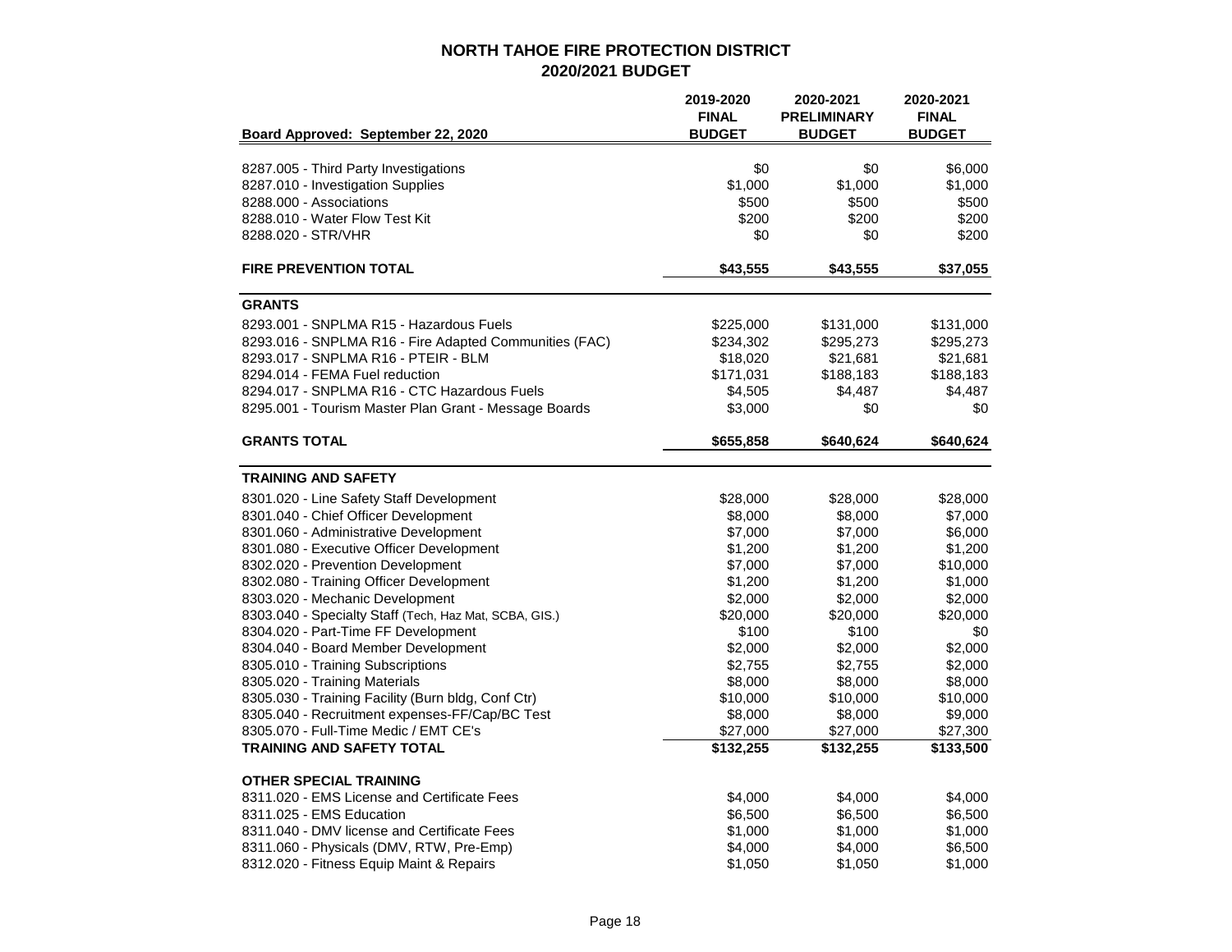## NORTH TAHOE FIRE PROTECTION DISTRICT
## 2020/2021 BUDGET

| Board Approved: September 22, 2020 | 2019-2020 FINAL BUDGET | 2020-2021 PRELIMINARY BUDGET | 2020-2021 FINAL BUDGET |
|---|---|---|---|
| 8287.005 - Third Party Investigations | $0 | $0 | $6,000 |
| 8287.010 - Investigation Supplies | $1,000 | $1,000 | $1,000 |
| 8288.000 - Associations | $500 | $500 | $500 |
| 8288.010 - Water Flow Test Kit | $200 | $200 | $200 |
| 8288.020 - STR/VHR | $0 | $0 | $200 |
| **FIRE PREVENTION TOTAL** | **$43,555** | **$43,555** | **$37,055** |
| **GRANTS** | | | |
| 8293.001 - SNPLMA R15 - Hazardous Fuels | $225,000 | $131,000 | $131,000 |
| 8293.016 - SNPLMA R16 - Fire Adapted Communities (FAC) | $234,302 | $295,273 | $295,273 |
| 8293.017 - SNPLMA R16 - PTEIR - BLM | $18,020 | $21,681 | $21,681 |
| 8294.014 - FEMA Fuel reduction | $171,031 | $188,183 | $188,183 |
| 8294.017 - SNPLMA R16 - CTC Hazardous Fuels | $4,505 | $4,487 | $4,487 |
| 8295.001 - Tourism Master Plan Grant - Message Boards | $3,000 | $0 | $0 |
| **GRANTS TOTAL** | **$655,858** | **$640,624** | **$640,624** |
| **TRAINING AND SAFETY** | | | |
| 8301.020 - Line Safety Staff Development | $28,000 | $28,000 | $28,000 |
| 8301.040 - Chief Officer Development | $8,000 | $8,000 | $7,000 |
| 8301.060 - Administrative Development | $7,000 | $7,000 | $6,000 |
| 8301.080 - Executive Officer Development | $1,200 | $1,200 | $1,200 |
| 8302.020 - Prevention Development | $7,000 | $7,000 | $10,000 |
| 8302.080 - Training Officer Development | $1,200 | $1,200 | $1,000 |
| 8303.020 - Mechanic Development | $2,000 | $2,000 | $2,000 |
| 8303.040 - Specialty Staff (Tech, Haz Mat, SCBA, GIS.) | $20,000 | $20,000 | $20,000 |
| 8304.020 - Part-Time FF Development | $100 | $100 | $0 |
| 8304.040 - Board Member Development | $2,000 | $2,000 | $2,000 |
| 8305.010 - Training Subscriptions | $2,755 | $2,755 | $2,000 |
| 8305.020 - Training Materials | $8,000 | $8,000 | $8,000 |
| 8305.030 - Training Facility (Burn bldg, Conf Ctr) | $10,000 | $10,000 | $10,000 |
| 8305.040 - Recruitment expenses-FF/Cap/BC Test | $8,000 | $8,000 | $9,000 |
| 8305.070 - Full-Time Medic / EMT CE's | $27,000 | $27,000 | $27,300 |
| **TRAINING AND SAFETY TOTAL** | **$132,255** | **$132,255** | **$133,500** |
| **OTHER SPECIAL TRAINING** | | | |
| 8311.020 - EMS License and Certificate Fees | $4,000 | $4,000 | $4,000 |
| 8311.025 - EMS Education | $6,500 | $6,500 | $6,500 |
| 8311.040 - DMV license and Certificate Fees | $1,000 | $1,000 | $1,000 |
| 8311.060 - Physicals (DMV, RTW, Pre-Emp) | $4,000 | $4,000 | $6,500 |
| 8312.020 - Fitness Equip Maint & Repairs | $1,050 | $1,050 | $1,000 |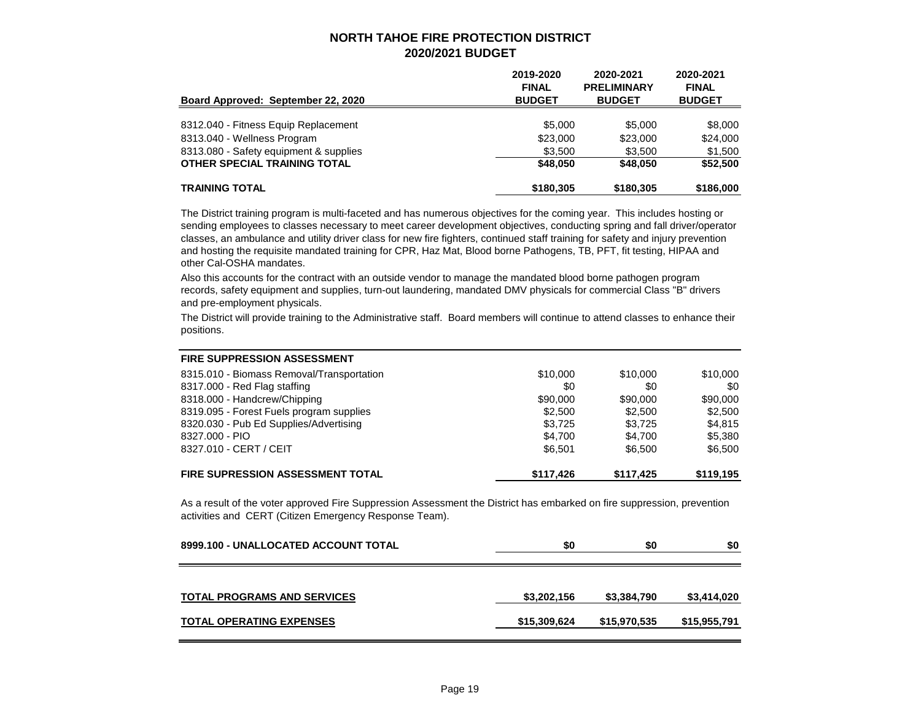# NORTH TAHOE FIRE PROTECTION DISTRICT
## 2020/2021 BUDGET

| Board Approved: September 22, 2020 | 2019-2020 FINAL BUDGET | 2020-2021 PRELIMINARY BUDGET | 2020-2021 FINAL BUDGET |
|---|---|---|---|
| 8312.040 - Fitness Equip Replacement | $5,000 | $5,000 | $8,000 |
| 8313.040 - Wellness Program | $23,000 | $23,000 | $24,000 |
| 8313.080 - Safety equipment & supplies | $3,500 | $3,500 | $1,500 |
| **OTHER SPECIAL TRAINING TOTAL** | **$48,050** | **$48,050** | **$52,500** |
| **TRAINING TOTAL** | **$180,305** | **$180,305** | **$186,000** |

The District training program is multi-faceted and has numerous objectives for the coming year. This includes hosting or sending employees to classes necessary to meet career development objectives, conducting spring and fall driver/operator classes, an ambulance and utility driver class for new fire fighters, continued staff training for safety and injury prevention and hosting the requisite mandated training for CPR, Haz Mat, Blood borne Pathogens, TB, PFT, fit testing, HIPAA and other Cal-OSHA mandates.

Also this accounts for the contract with an outside vendor to manage the mandated blood borne pathogen program records, safety equipment and supplies, turn-out laundering, mandated DMV physicals for commercial Class "B" drivers and pre-employment physicals.

The District will provide training to the Administrative staff. Board members will continue to attend classes to enhance their positions.

| **FIRE SUPPRESSION ASSESSMENT** | | | |
|---|---|---|---|
| 8315.010 - Biomass Removal/Transportation | $10,000 | $10,000 | $10,000 |
| 8317.000 - Red Flag staffing | $0 | $0 | $0 |
| 8318.000 - Handcrew/Chipping | $90,000 | $90,000 | $90,000 |
| 8319.095 - Forest Fuels program supplies | $2,500 | $2,500 | $2,500 |
| 8320.030 - Pub Ed Supplies/Advertising | $3,725 | $3,725 | $4,815 |
| 8327.000 - PIO | $4,700 | $4,700 | $5,380 |
| 8327.010 - CERT / CEIT | $6,501 | $6,500 | $6,500 |
| **FIRE SUPRESSION ASSESSMENT TOTAL** | **$117,426** | **$117,425** | **$119,195** |

As a result of the voter approved Fire Suppression Assessment the District has embarked on fire suppression, prevention activities and CERT (Citizen Emergency Response Team).

| | | | |
|---|---|---|---|
| **8999.100 - UNALLOCATED ACCOUNT TOTAL** | **$0** | **$0** | **$0** |
| **TOTAL PROGRAMS AND SERVICES** | **$3,202,156** | **$3,384,790** | **$3,414,020** |
| **TOTAL OPERATING EXPENSES** | **$15,309,624** | **$15,970,535** | **$15,955,791** |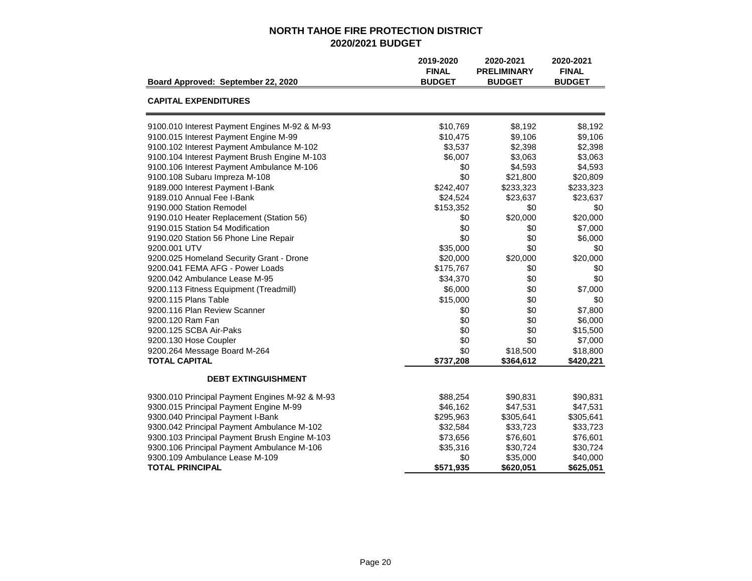# NORTH TAHOE FIRE PROTECTION DISTRICT
## 2020/2021 BUDGET

| Board Approved: September 22, 2020 | 2019-2020 FINAL BUDGET | 2020-2021 PRELIMINARY BUDGET | 2020-2021 FINAL BUDGET |
|---|---|---|---|
| **CAPITAL EXPENDITURES** | | | |
| 9100.010 Interest Payment Engines M-92 & M-93 | $10,769 | $8,192 | $8,192 |
| 9100.015 Interest Payment Engine M-99 | $10,475 | $9,106 | $9,106 |
| 9100.102 Interest Payment Ambulance M-102 | $3,537 | $2,398 | $2,398 |
| 9100.104 Interest Payment Brush Engine M-103 | $6,007 | $3,063 | $3,063 |
| 9100.106 Interest Payment Ambulance M-106 | $0 | $4,593 | $4,593 |
| 9100.108 Subaru Impreza M-108 | $0 | $21,800 | $20,809 |
| 9189.000 Interest Payment I-Bank | $242,407 | $233,323 | $233,323 |
| 9189.010 Annual Fee I-Bank | $24,524 | $23,637 | $23,637 |
| 9190.000 Station Remodel | $153,352 | $0 | $0 |
| 9190.010 Heater Replacement (Station 56) | $0 | $20,000 | $20,000 |
| 9190.015 Station 54 Modification | $0 | $0 | $7,000 |
| 9190.020 Station 56 Phone Line Repair | $0 | $0 | $6,000 |
| 9200.001 UTV | $35,000 | $0 | $0 |
| 9200.025 Homeland Security Grant - Drone | $20,000 | $20,000 | $20,000 |
| 9200.041 FEMA AFG - Power Loads | $175,767 | $0 | $0 |
| 9200.042 Ambulance Lease M-95 | $34,370 | $0 | $0 |
| 9200.113 Fitness Equipment (Treadmill) | $6,000 | $0 | $7,000 |
| 9200.115 Plans Table | $15,000 | $0 | $0 |
| 9200.116 Plan Review Scanner | $0 | $0 | $7,800 |
| 9200.120 Ram Fan | $0 | $0 | $6,000 |
| 9200.125 SCBA Air-Paks | $0 | $0 | $15,500 |
| 9200.130 Hose Coupler | $0 | $0 | $7,000 |
| 9200.264 Message Board M-264 | $0 | $18,500 | $18,800 |
| **TOTAL CAPITAL** | **$737,208** | **$364,612** | **$420,221** |
| **DEBT EXTINGUISHMENT** | | | |
| 9300.010 Principal Payment Engines M-92 & M-93 | $88,254 | $90,831 | $90,831 |
| 9300.015 Principal Payment Engine M-99 | $46,162 | $47,531 | $47,531 |
| 9300.040 Principal Payment I-Bank | $295,963 | $305,641 | $305,641 |
| 9300.042 Principal Payment Ambulance M-102 | $32,584 | $33,723 | $33,723 |
| 9300.103 Principal Payment Brush Engine M-103 | $73,656 | $76,601 | $76,601 |
| 9300.106 Principal Payment Ambulance M-106 | $35,316 | $30,724 | $30,724 |
| 9300.109 Ambulance Lease M-109 | $0 | $35,000 | $40,000 |
| **TOTAL PRINCIPAL** | **$571,935** | **$620,051** | **$625,051** |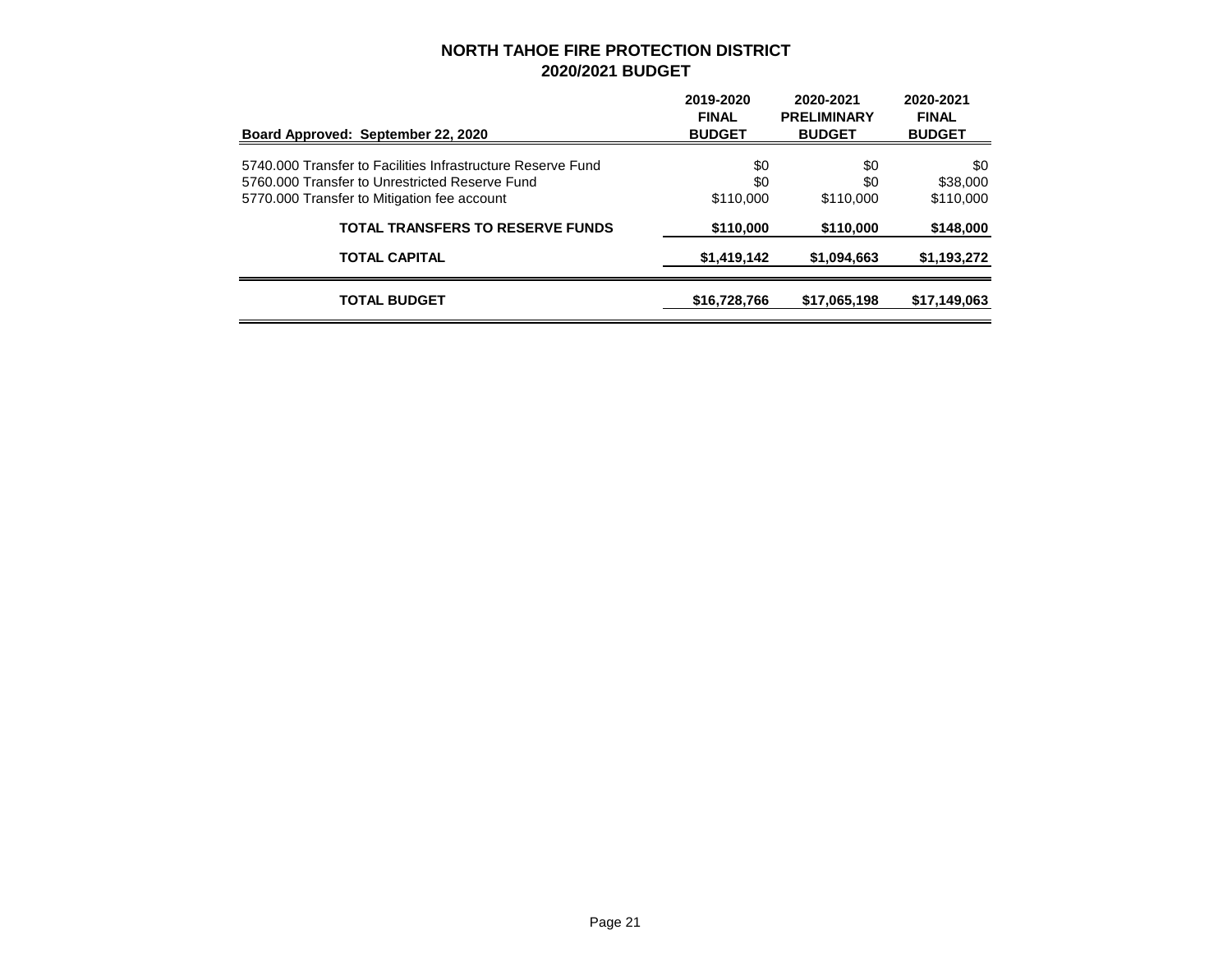# NORTH TAHOE FIRE PROTECTION DISTRICT
## 2020/2021 BUDGET

| Board Approved: September 22, 2020 | 2019-2020 FINAL BUDGET | 2020-2021 PRELIMINARY BUDGET | 2020-2021 FINAL BUDGET |
|---|---|---|---|
| 5740.000 Transfer to Facilities Infrastructure Reserve Fund | $0 | $0 | $0 |
| 5760.000 Transfer to Unrestricted Reserve Fund | $0 | $0 | $38,000 |
| 5770.000 Transfer to Mitigation fee account | $110,000 | $110,000 | $110,000 |
| **TOTAL TRANSFERS TO RESERVE FUNDS** | **$110,000** | **$110,000** | **$148,000** |
| **TOTAL CAPITAL** | **$1,419,142** | **$1,094,663** | **$1,193,272** |
| **TOTAL BUDGET** | **$16,728,766** | **$17,065,198** | **$17,149,063** |